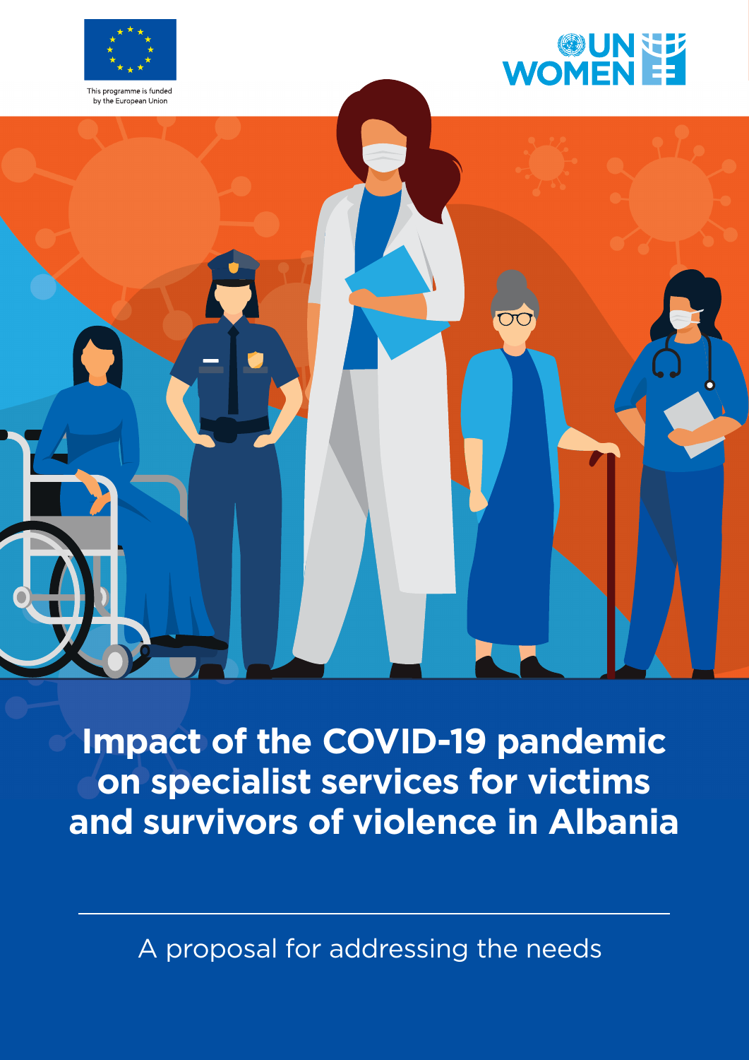This programme is funded by the European Union

UN WOMEN

# Impact of the COVID-19 pandemic on specialist services for victims and survivors of violence in Albania

A proposal for addressing the needs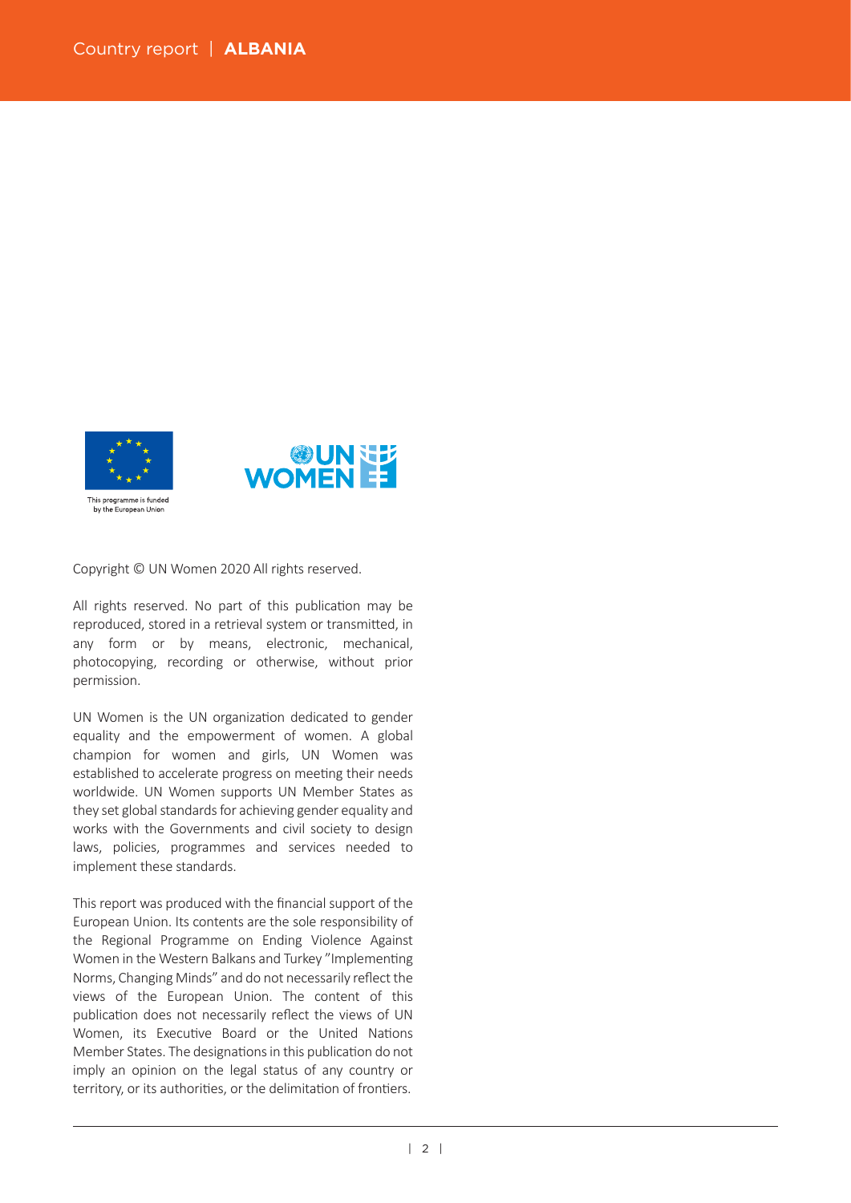This programme is funded by the European Union

Copyright © UN Women 2020 All rights reserved.

All rights reserved. No part of this publication may be reproduced, stored in a retrieval system or transmitted, in any form or by means, electronic, mechanical, photocopying, recording or otherwise, without prior permission.

UN Women is the UN organization dedicated to gender equality and the empowerment of women. A global champion for women and girls, UN Women was established to accelerate progress on meeting their needs worldwide. UN Women supports UN Member States as they set global standards for achieving gender equality and works with the Governments and civil society to design laws, policies, programmes and services needed to implement these standards.

This report was produced with the financial support of the European Union. Its contents are the sole responsibility of the Regional Programme on Ending Violence Against Women in the Western Balkans and Turkey "Implementing Norms, Changing Minds" and do not necessarily reflect the views of the European Union. The content of this publication does not necessarily reflect the views of UN Women, its Executive Board or the United Nations Member States. The designations in this publication do not imply an opinion on the legal status of any country or territory, or its authorities, or the delimitation of frontiers.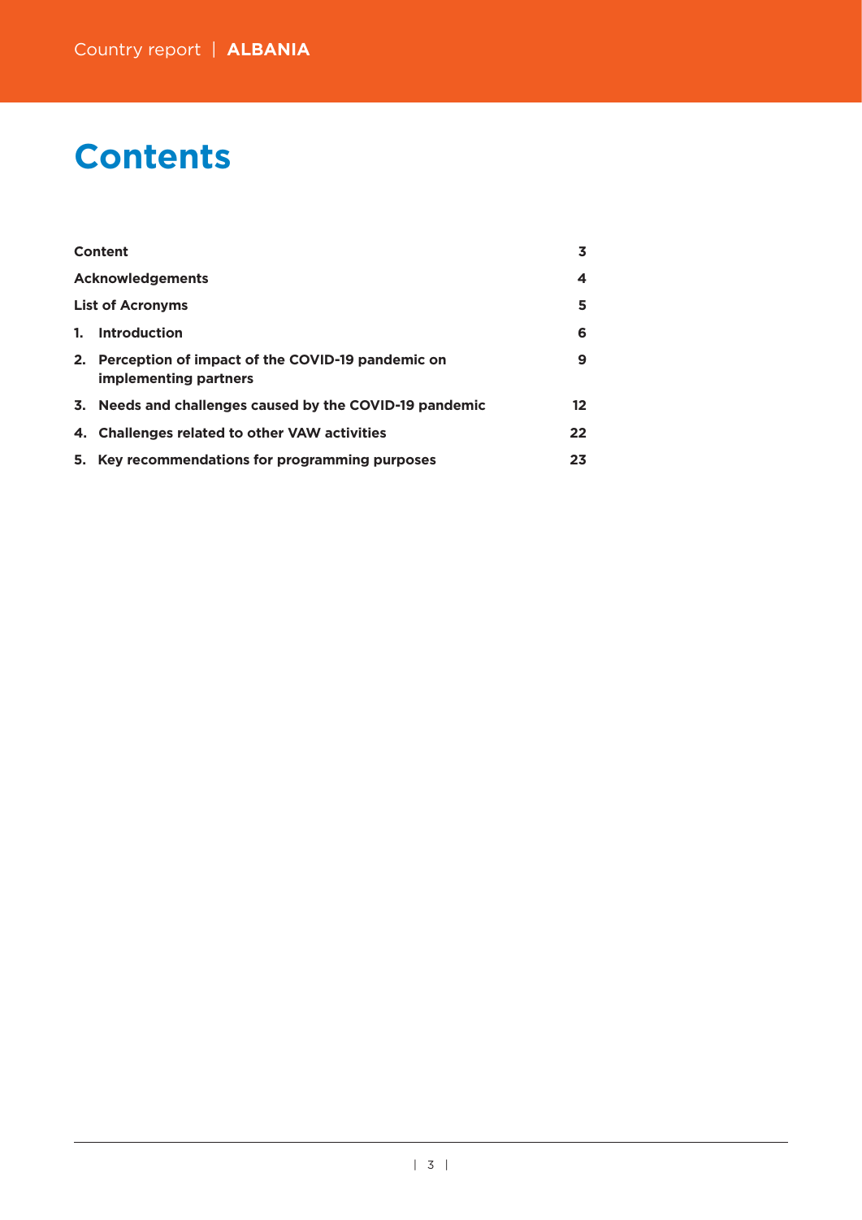# Contents

| | |
|---|---|
| **Content** | **3** |
| **Acknowledgements** | **4** |
| **List of Acronyms** | **5** |
| **1. Introduction** | **6** |
| **2. Perception of impact of the COVID-19 pandemic on implementing partners** | **9** |
| **3. Needs and challenges caused by the COVID-19 pandemic** | **12** |
| **4. Challenges related to other VAW activities** | **22** |
| **5. Key recommendations for programming purposes** | **23** |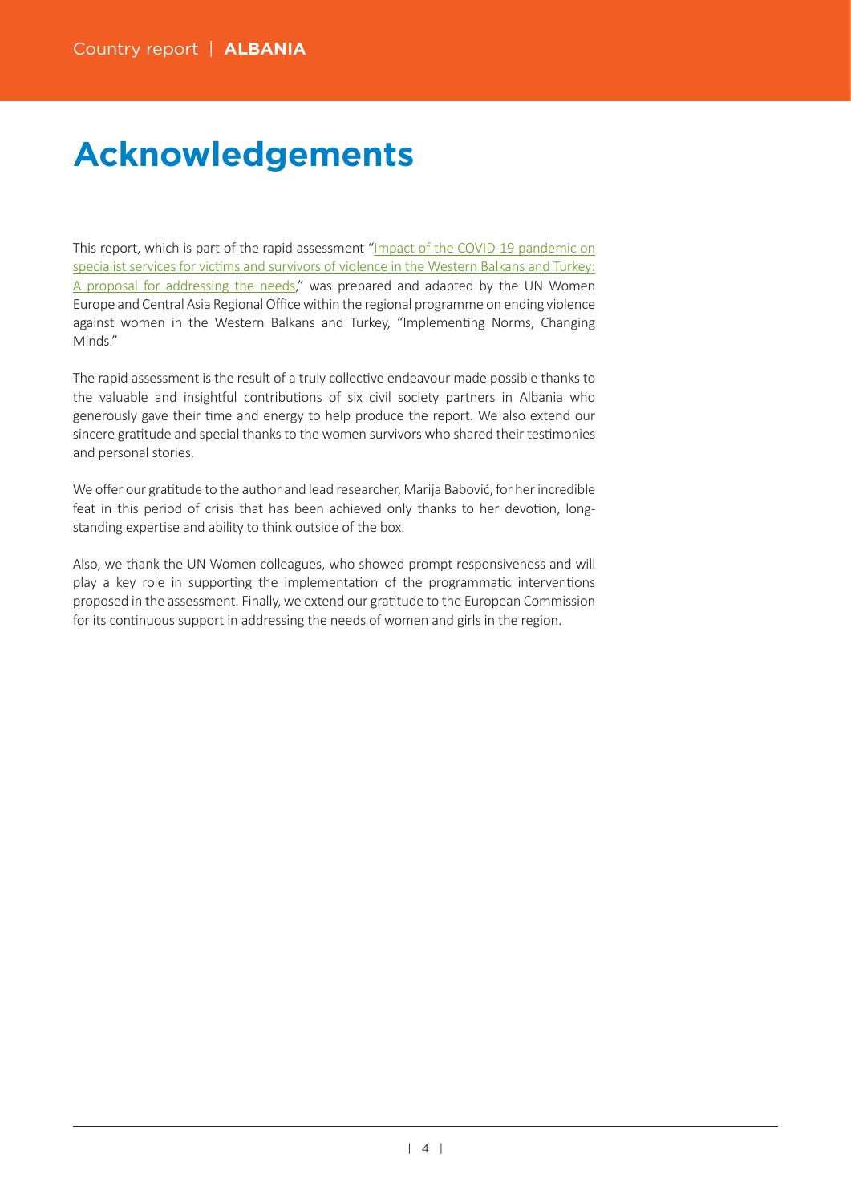# Acknowledgements

This report, which is part of the rapid assessment "Impact of the COVID-19 pandemic on specialist services for victims and survivors of violence in the Western Balkans and Turkey: A proposal for addressing the needs," was prepared and adapted by the UN Women Europe and Central Asia Regional Office within the regional programme on ending violence against women in the Western Balkans and Turkey, "Implementing Norms, Changing Minds."

The rapid assessment is the result of a truly collective endeavour made possible thanks to the valuable and insightful contributions of six civil society partners in Albania who generously gave their time and energy to help produce the report. We also extend our sincere gratitude and special thanks to the women survivors who shared their testimonies and personal stories.

We offer our gratitude to the author and lead researcher, Marija Babović, for her incredible feat in this period of crisis that has been achieved only thanks to her devotion, long-standing expertise and ability to think outside of the box.

Also, we thank the UN Women colleagues, who showed prompt responsiveness and will play a key role in supporting the implementation of the programmatic interventions proposed in the assessment. Finally, we extend our gratitude to the European Commission for its continuous support in addressing the needs of women and girls in the region.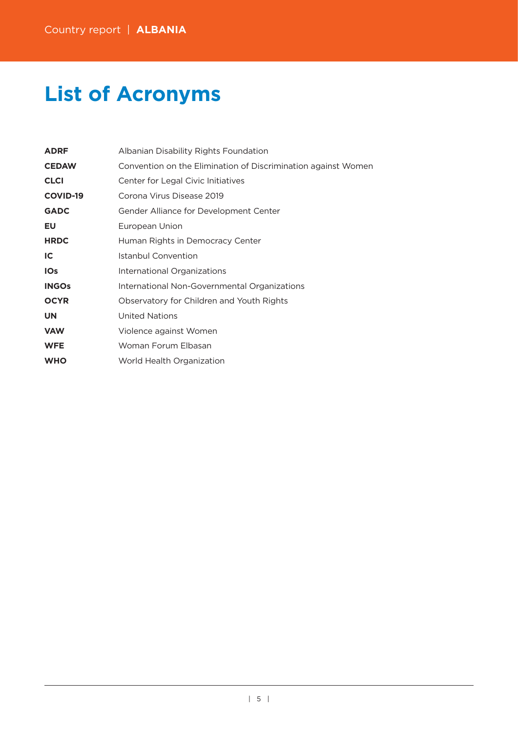# List of Acronyms

| | |
|---|---|
| **ADRF** | Albanian Disability Rights Foundation |
| **CEDAW** | Convention on the Elimination of Discrimination against Women |
| **CLCI** | Center for Legal Civic Initiatives |
| **COVID-19** | Corona Virus Disease 2019 |
| **GADC** | Gender Alliance for Development Center |
| **EU** | European Union |
| **HRDC** | Human Rights in Democracy Center |
| **IC** | Istanbul Convention |
| **IOs** | International Organizations |
| **INGOs** | International Non-Governmental Organizations |
| **OCYR** | Observatory for Children and Youth Rights |
| **UN** | United Nations |
| **VAW** | Violence against Women |
| **WFE** | Woman Forum Elbasan |
| **WHO** | World Health Organization |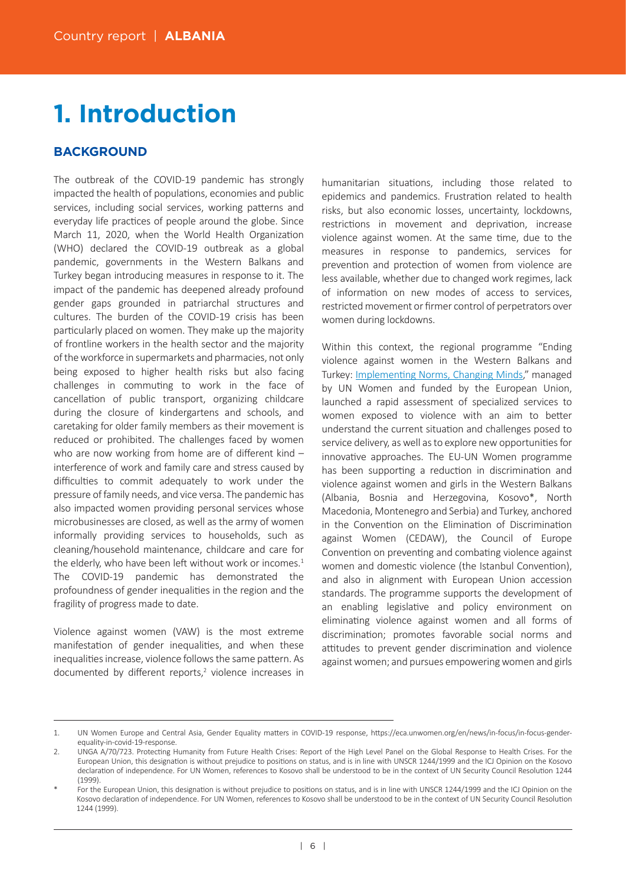# 1. Introduction

## BACKGROUND

The outbreak of the COVID-19 pandemic has strongly impacted the health of populations, economies and public services, including social services, working patterns and everyday life practices of people around the globe. Since March 11, 2020, when the World Health Organization (WHO) declared the COVID-19 outbreak as a global pandemic, governments in the Western Balkans and Turkey began introducing measures in response to it. The impact of the pandemic has deepened already profound gender gaps grounded in patriarchal structures and cultures. The burden of the COVID-19 crisis has been particularly placed on women. They make up the majority of frontline workers in the health sector and the majority of the workforce in supermarkets and pharmacies, not only being exposed to higher health risks but also facing challenges in commuting to work in the face of cancellation of public transport, organizing childcare during the closure of kindergartens and schools, and caretaking for older family members as their movement is reduced or prohibited. The challenges faced by women who are now working from home are of different kind – interference of work and family care and stress caused by difficulties to commit adequately to work under the pressure of family needs, and vice versa. The pandemic has also impacted women providing personal services whose microbusinesses are closed, as well as the army of women informally providing services to households, such as cleaning/household maintenance, childcare and care for the elderly, who have been left without work or incomes.[1] The COVID-19 pandemic has demonstrated the profoundness of gender inequalities in the region and the fragility of progress made to date.

Violence against women (VAW) is the most extreme manifestation of gender inequalities, and when these inequalities increase, violence follows the same pattern. As documented by different reports,[2] violence increases in humanitarian situations, including those related to epidemics and pandemics. Frustration related to health risks, but also economic losses, uncertainty, lockdowns, restrictions in movement and deprivation, increase violence against women. At the same time, due to the measures in response to pandemics, services for prevention and protection of women from violence are less available, whether due to changed work regimes, lack of information on new modes of access to services, restricted movement or firmer control of perpetrators over women during lockdowns.

Within this context, the regional programme "Ending violence against women in the Western Balkans and Turkey: Implementing Norms, Changing Minds," managed by UN Women and funded by the European Union, launched a rapid assessment of specialized services to women exposed to violence with an aim to better understand the current situation and challenges posed to service delivery, as well as to explore new opportunities for innovative approaches. The EU-UN Women programme has been supporting a reduction in discrimination and violence against women and girls in the Western Balkans (Albania, Bosnia and Herzegovina, Kosovo*, North Macedonia, Montenegro and Serbia) and Turkey, anchored in the Convention on the Elimination of Discrimination against Women (CEDAW), the Council of Europe Convention on preventing and combating violence against women and domestic violence (the Istanbul Convention), and also in alignment with European Union accession standards. The programme supports the development of an enabling legislative and policy environment on eliminating violence against women and all forms of discrimination; promotes favorable social norms and attitudes to prevent gender discrimination and violence against women; and pursues empowering women and girls

---

1. UN Women Europe and Central Asia, Gender Equality matters in COVID-19 response, https://eca.unwomen.org/en/news/in-focus/in-focus-gender-equality-in-covid-19-response.
2. UNGA A/70/723. Protecting Humanity from Future Health Crises: Report of the High Level Panel on the Global Response to Health Crises. For the European Union, this designation is without prejudice to positions on status, and is in line with UNSCR 1244/1999 and the ICJ Opinion on the Kosovo declaration of independence. For UN Women, references to Kosovo shall be understood to be in the context of UN Security Council Resolution 1244 (1999).

\* For the European Union, this designation is without prejudice to positions on status, and is in line with UNSCR 1244/1999 and the ICJ Opinion on the Kosovo declaration of independence. For UN Women, references to Kosovo shall be understood to be in the context of UN Security Council Resolution 1244 (1999).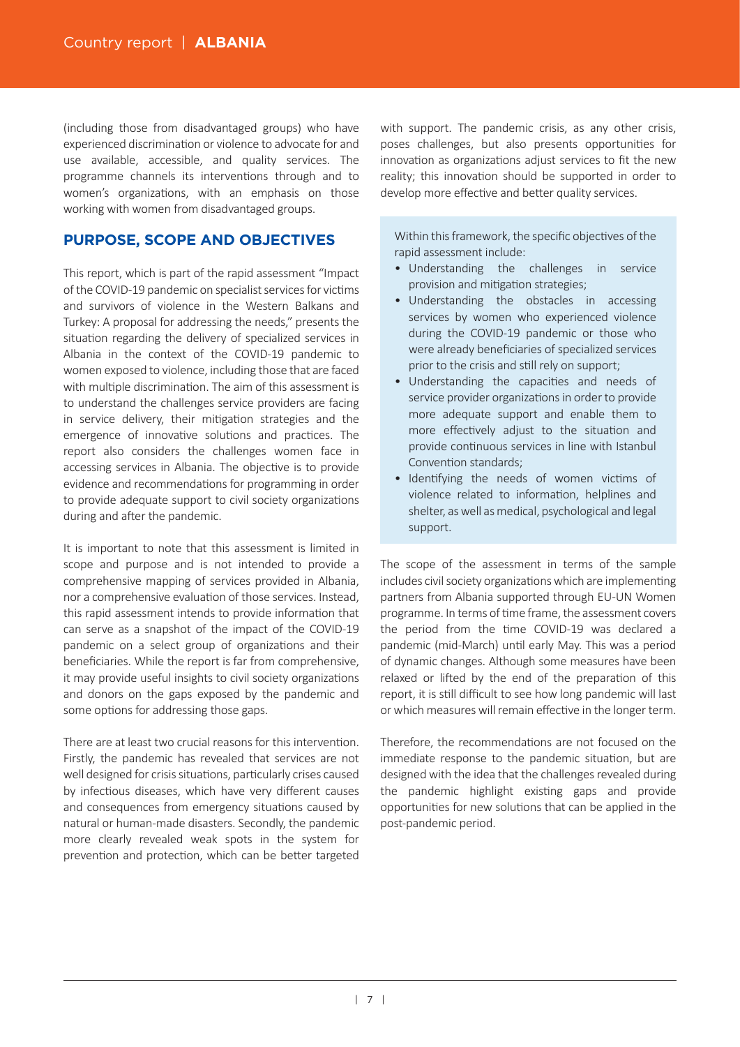(including those from disadvantaged groups) who have experienced discrimination or violence to advocate for and use available, accessible, and quality services. The programme channels its interventions through and to women's organizations, with an emphasis on those working with women from disadvantaged groups.

## PURPOSE, SCOPE AND OBJECTIVES

This report, which is part of the rapid assessment "Impact of the COVID-19 pandemic on specialist services for victims and survivors of violence in the Western Balkans and Turkey: A proposal for addressing the needs," presents the situation regarding the delivery of specialized services in Albania in the context of the COVID-19 pandemic to women exposed to violence, including those that are faced with multiple discrimination. The aim of this assessment is to understand the challenges service providers are facing in service delivery, their mitigation strategies and the emergence of innovative solutions and practices. The report also considers the challenges women face in accessing services in Albania. The objective is to provide evidence and recommendations for programming in order to provide adequate support to civil society organizations during and after the pandemic.

It is important to note that this assessment is limited in scope and purpose and is not intended to provide a comprehensive mapping of services provided in Albania, nor a comprehensive evaluation of those services. Instead, this rapid assessment intends to provide information that can serve as a snapshot of the impact of the COVID-19 pandemic on a select group of organizations and their beneficiaries. While the report is far from comprehensive, it may provide useful insights to civil society organizations and donors on the gaps exposed by the pandemic and some options for addressing those gaps.

There are at least two crucial reasons for this intervention. Firstly, the pandemic has revealed that services are not well designed for crisis situations, particularly crises caused by infectious diseases, which have very different causes and consequences from emergency situations caused by natural or human-made disasters. Secondly, the pandemic more clearly revealed weak spots in the system for prevention and protection, which can be better targeted with support. The pandemic crisis, as any other crisis, poses challenges, but also presents opportunities for innovation as organizations adjust services to fit the new reality; this innovation should be supported in order to develop more effective and better quality services.

Within this framework, the specific objectives of the rapid assessment include:

- Understanding the challenges in service provision and mitigation strategies;
- Understanding the obstacles in accessing services by women who experienced violence during the COVID-19 pandemic or those who were already beneficiaries of specialized services prior to the crisis and still rely on support;
- Understanding the capacities and needs of service provider organizations in order to provide more adequate support and enable them to more effectively adjust to the situation and provide continuous services in line with Istanbul Convention standards;
- Identifying the needs of women victims of violence related to information, helplines and shelter, as well as medical, psychological and legal support.

The scope of the assessment in terms of the sample includes civil society organizations which are implementing partners from Albania supported through EU-UN Women programme. In terms of time frame, the assessment covers the period from the time COVID-19 was declared a pandemic (mid-March) until early May. This was a period of dynamic changes. Although some measures have been relaxed or lifted by the end of the preparation of this report, it is still difficult to see how long pandemic will last or which measures will remain effective in the longer term.

Therefore, the recommendations are not focused on the immediate response to the pandemic situation, but are designed with the idea that the challenges revealed during the pandemic highlight existing gaps and provide opportunities for new solutions that can be applied in the post-pandemic period.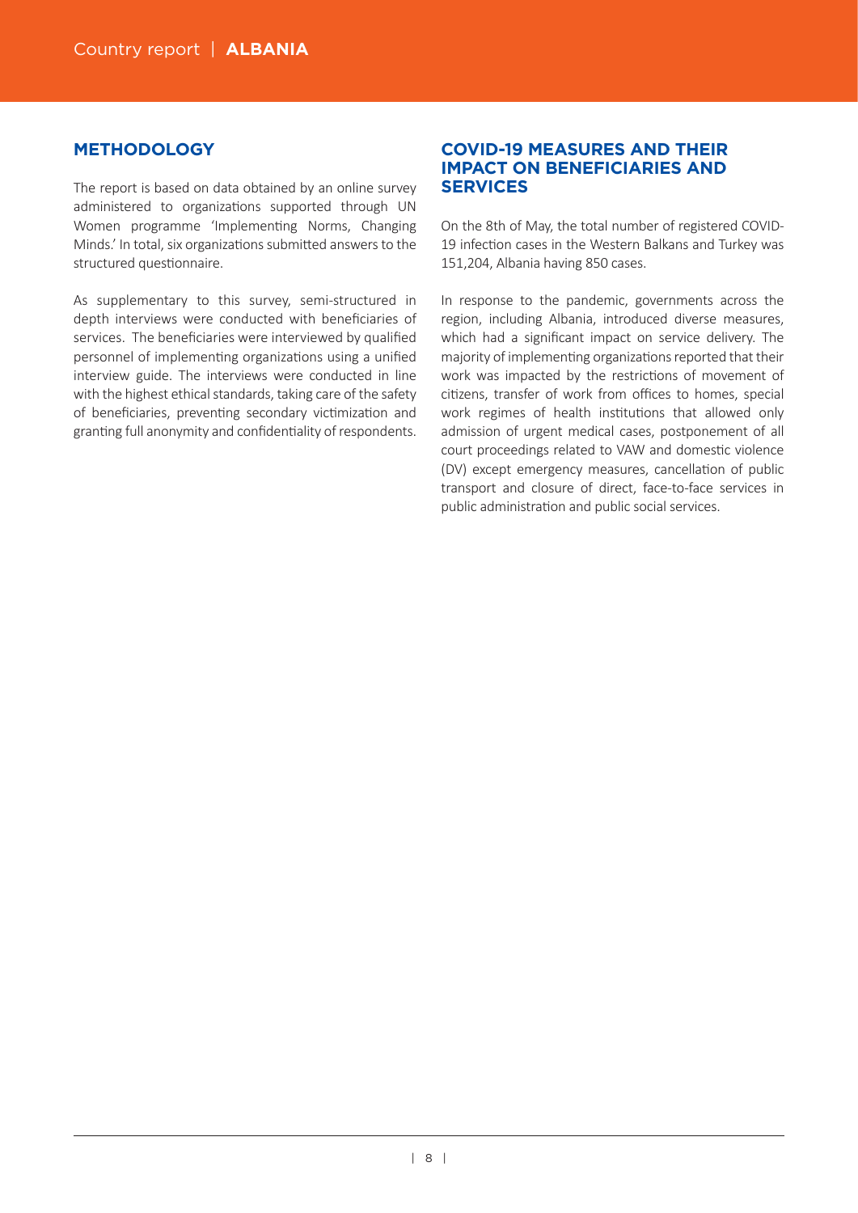## METHODOLOGY

The report is based on data obtained by an online survey administered to organizations supported through UN Women programme 'Implementing Norms, Changing Minds.' In total, six organizations submitted answers to the structured questionnaire.

As supplementary to this survey, semi-structured in depth interviews were conducted with beneficiaries of services. The beneficiaries were interviewed by qualified personnel of implementing organizations using a unified interview guide. The interviews were conducted in line with the highest ethical standards, taking care of the safety of beneficiaries, preventing secondary victimization and granting full anonymity and confidentiality of respondents.

## COVID-19 MEASURES AND THEIR IMPACT ON BENEFICIARIES AND SERVICES

On the 8th of May, the total number of registered COVID-19 infection cases in the Western Balkans and Turkey was 151,204, Albania having 850 cases.

In response to the pandemic, governments across the region, including Albania, introduced diverse measures, which had a significant impact on service delivery. The majority of implementing organizations reported that their work was impacted by the restrictions of movement of citizens, transfer of work from offices to homes, special work regimes of health institutions that allowed only admission of urgent medical cases, postponement of all court proceedings related to VAW and domestic violence (DV) except emergency measures, cancellation of public transport and closure of direct, face-to-face services in public administration and public social services.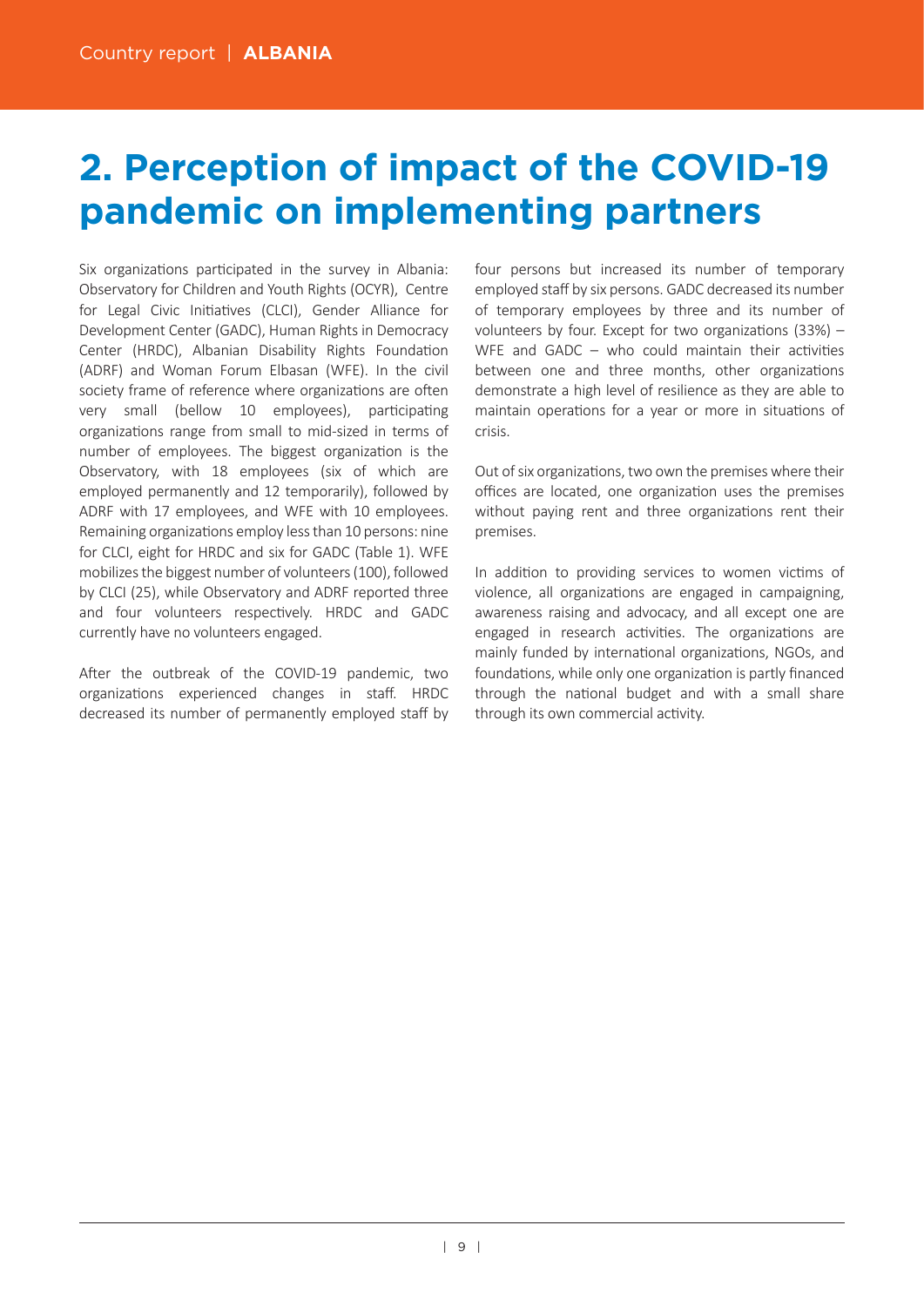# 2. Perception of impact of the COVID-19 pandemic on implementing partners

Six organizations participated in the survey in Albania: Observatory for Children and Youth Rights (OCYR), Centre for Legal Civic Initiatives (CLCI), Gender Alliance for Development Center (GADC), Human Rights in Democracy Center (HRDC), Albanian Disability Rights Foundation (ADRF) and Woman Forum Elbasan (WFE). In the civil society frame of reference where organizations are often very small (bellow 10 employees), participating organizations range from small to mid-sized in terms of number of employees. The biggest organization is the Observatory, with 18 employees (six of which are employed permanently and 12 temporarily), followed by ADRF with 17 employees, and WFE with 10 employees. Remaining organizations employ less than 10 persons: nine for CLCI, eight for HRDC and six for GADC (Table 1). WFE mobilizes the biggest number of volunteers (100), followed by CLCI (25), while Observatory and ADRF reported three and four volunteers respectively. HRDC and GADC currently have no volunteers engaged.

After the outbreak of the COVID-19 pandemic, two organizations experienced changes in staff. HRDC decreased its number of permanently employed staff by four persons but increased its number of temporary employed staff by six persons. GADC decreased its number of temporary employees by three and its number of volunteers by four. Except for two organizations (33%) – WFE and GADC – who could maintain their activities between one and three months, other organizations demonstrate a high level of resilience as they are able to maintain operations for a year or more in situations of crisis.

Out of six organizations, two own the premises where their offices are located, one organization uses the premises without paying rent and three organizations rent their premises.

In addition to providing services to women victims of violence, all organizations are engaged in campaigning, awareness raising and advocacy, and all except one are engaged in research activities. The organizations are mainly funded by international organizations, NGOs, and foundations, while only one organization is partly financed through the national budget and with a small share through its own commercial activity.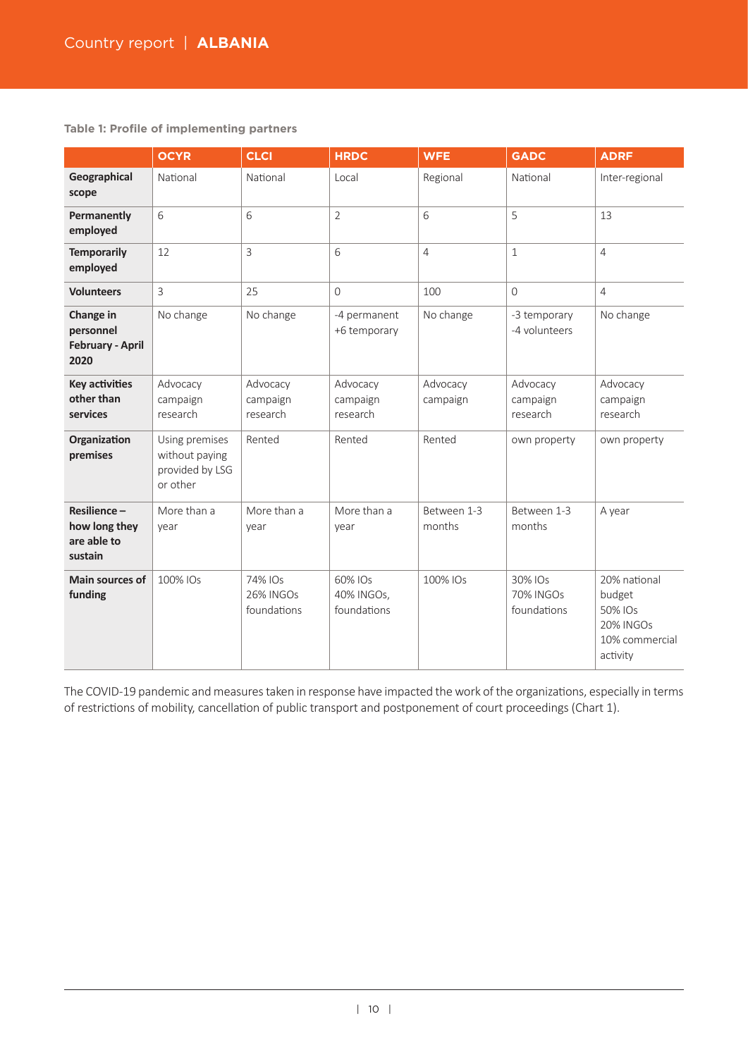**Table 1: Profile of implementing partners**

| | OCYR | CLCI | HRDC | WFE | GADC | ADRF |
|---|---|---|---|---|---|---|
| **Geographical scope** | National | National | Local | Regional | National | Inter-regional |
| **Permanently employed** | 6 | 6 | 2 | 6 | 5 | 13 |
| **Temporarily employed** | 12 | 3 | 6 | 4 | 1 | 4 |
| **Volunteers** | 3 | 25 | 0 | 100 | 0 | 4 |
| **Change in personnel February - April 2020** | No change | No change | -4 permanent +6 temporary | No change | -3 temporary -4 volunteers | No change |
| **Key activities other than services** | Advocacy campaign research | Advocacy campaign research | Advocacy campaign research | Advocacy campaign | Advocacy campaign research | Advocacy campaign research |
| **Organization premises** | Using premises without paying provided by LSG or other | Rented | Rented | Rented | own property | own property |
| **Resilience – how long they are able to sustain** | More than a year | More than a year | More than a year | Between 1-3 months | Between 1-3 months | A year |
| **Main sources of funding** | 100% IOs | 74% IOs 26% INGOs foundations | 60% IOs 40% INGOs, foundations | 100% IOs | 30% IOs 70% INGOs foundations | 20% national budget 50% IOs 20% INGOs 10% commercial activity |

The COVID-19 pandemic and measures taken in response have impacted the work of the organizations, especially in terms of restrictions of mobility, cancellation of public transport and postponement of court proceedings (Chart 1).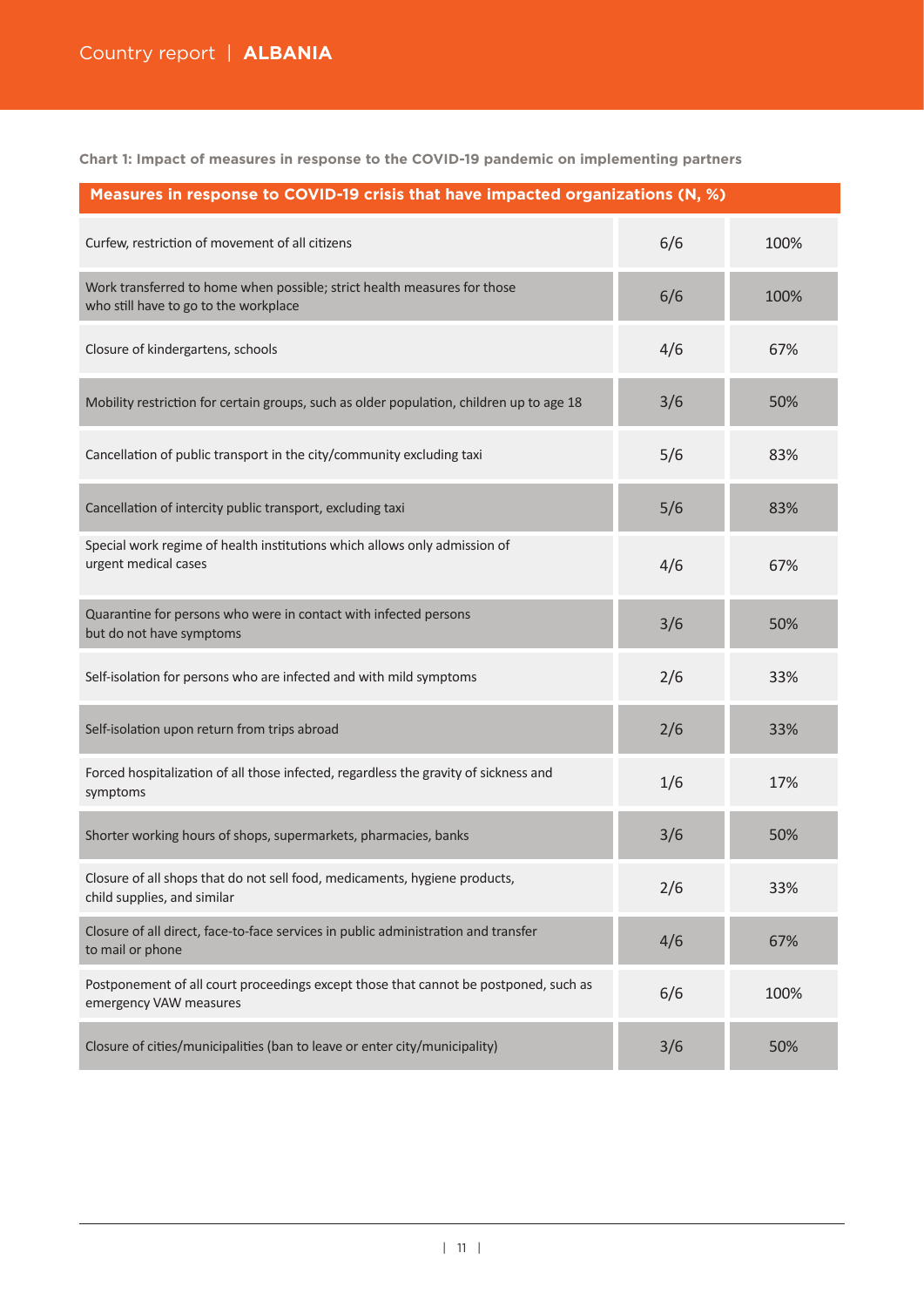**Chart 1: Impact of measures in response to the COVID-19 pandemic on implementing partners**

| Measures in response to COVID-19 crisis that have impacted organizations (N, %) | | |
|---|---|---|
| Curfew, restriction of movement of all citizens | 6/6 | 100% |
| Work transferred to home when possible; strict health measures for those who still have to go to the workplace | 6/6 | 100% |
| Closure of kindergartens, schools | 4/6 | 67% |
| Mobility restriction for certain groups, such as older population, children up to age 18 | 3/6 | 50% |
| Cancellation of public transport in the city/community excluding taxi | 5/6 | 83% |
| Cancellation of intercity public transport, excluding taxi | 5/6 | 83% |
| Special work regime of health institutions which allows only admission of urgent medical cases | 4/6 | 67% |
| Quarantine for persons who were in contact with infected persons but do not have symptoms | 3/6 | 50% |
| Self-isolation for persons who are infected and with mild symptoms | 2/6 | 33% |
| Self-isolation upon return from trips abroad | 2/6 | 33% |
| Forced hospitalization of all those infected, regardless the gravity of sickness and symptoms | 1/6 | 17% |
| Shorter working hours of shops, supermarkets, pharmacies, banks | 3/6 | 50% |
| Closure of all shops that do not sell food, medicaments, hygiene products, child supplies, and similar | 2/6 | 33% |
| Closure of all direct, face-to-face services in public administration and transfer to mail or phone | 4/6 | 67% |
| Postponement of all court proceedings except those that cannot be postponed, such as emergency VAW measures | 6/6 | 100% |
| Closure of cities/municipalities (ban to leave or enter city/municipality) | 3/6 | 50% |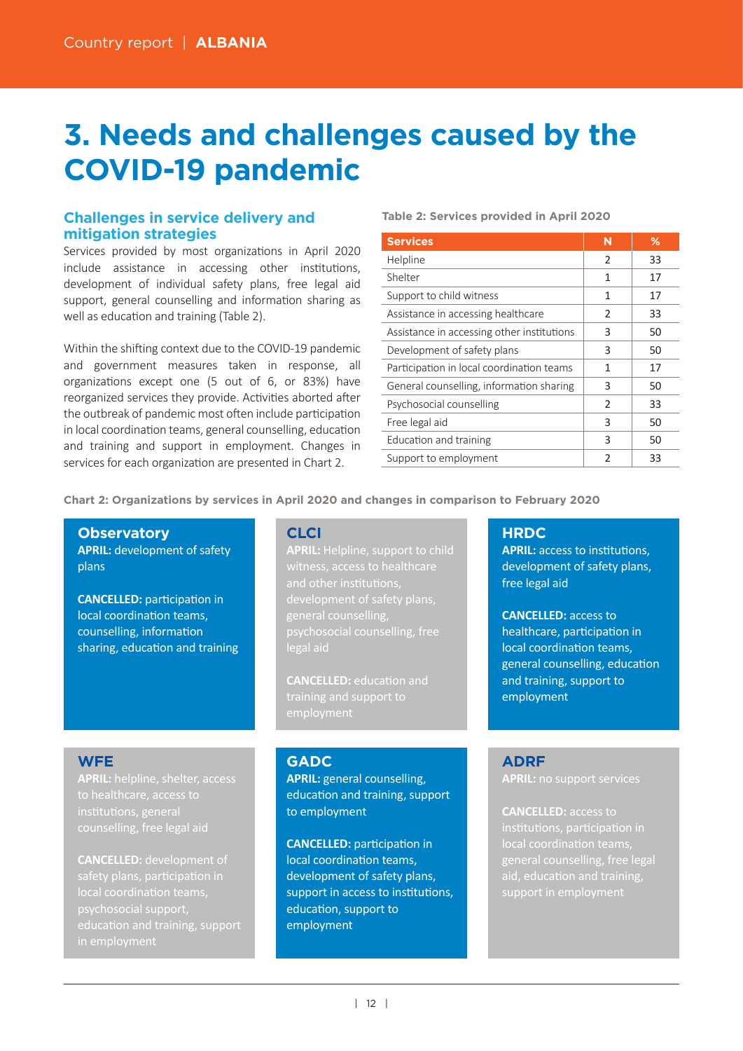# 3. Needs and challenges caused by the COVID-19 pandemic

## Challenges in service delivery and mitigation strategies

Services provided by most organizations in April 2020 include assistance in accessing other institutions, development of individual safety plans, free legal aid support, general counselling and information sharing as well as education and training (Table 2).

Within the shifting context due to the COVID-19 pandemic and government measures taken in response, all organizations except one (5 out of 6, or 83%) have reorganized services they provide. Activities aborted after the outbreak of pandemic most often include participation in local coordination teams, general counselling, education and training and support in employment. Changes in services for each organization are presented in Chart 2.

**Table 2: Services provided in April 2020**

| Services | N | % |
|---|---|---|
| Helpline | 2 | 33 |
| Shelter | 1 | 17 |
| Support to child witness | 1 | 17 |
| Assistance in accessing healthcare | 2 | 33 |
| Assistance in accessing other institutions | 3 | 50 |
| Development of safety plans | 3 | 50 |
| Participation in local coordination teams | 1 | 17 |
| General counselling, information sharing | 3 | 50 |
| Psychosocial counselling | 2 | 33 |
| Free legal aid | 3 | 50 |
| Education and training | 3 | 50 |
| Support to employment | 2 | 33 |

**Chart 2: Organizations by services in April 2020 and changes in comparison to February 2020**

**Observatory**

**APRIL:** development of safety plans

**CANCELLED:** participation in local coordination teams, counselling, information sharing, education and training

**CLCI**

**APRIL:** Helpline, support to child witness, access to healthcare and other institutions, development of safety plans, general counselling, psychosocial counselling, free legal aid

**CANCELLED:** education and training and support to employment

**HRDC**

**APRIL:** access to institutions, development of safety plans, free legal aid

**CANCELLED:** access to healthcare, participation in local coordination teams, general counselling, education and training, support to employment

**WFE**

**APRIL:** helpline, shelter, access to healthcare, access to institutions, general counselling, free legal aid

**CANCELLED:** development of safety plans, participation in local coordination teams, psychosocial support, education and training, support in employment

**GADC**

**APRIL:** general counselling, education and training, support to employment

**CANCELLED:** participation in local coordination teams, development of safety plans, support in access to institutions, education, support to employment

**ADRF**

**APRIL:** no support services

**CANCELLED:** access to institutions, participation in local coordination teams, general counselling, free legal aid, education and training, support in employment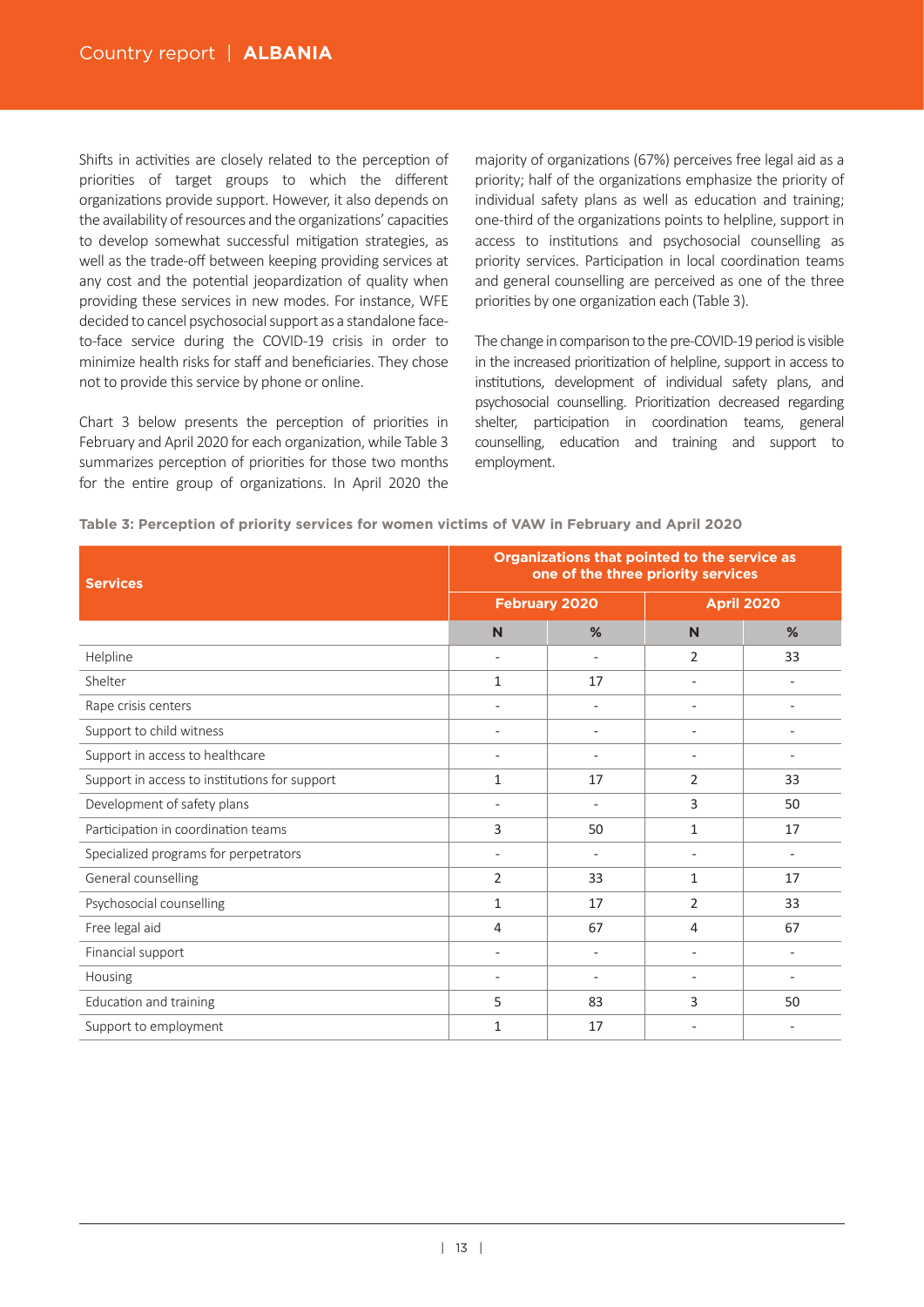Shifts in activities are closely related to the perception of priorities of target groups to which the different organizations provide support. However, it also depends on the availability of resources and the organizations' capacities to develop somewhat successful mitigation strategies, as well as the trade-off between keeping providing services at any cost and the potential jeopardization of quality when providing these services in new modes. For instance, WFE decided to cancel psychosocial support as a standalone face-to-face service during the COVID-19 crisis in order to minimize health risks for staff and beneficiaries. They chose not to provide this service by phone or online.

Chart 3 below presents the perception of priorities in February and April 2020 for each organization, while Table 3 summarizes perception of priorities for those two months for the entire group of organizations. In April 2020 the majority of organizations (67%) perceives free legal aid as a priority; half of the organizations emphasize the priority of individual safety plans as well as education and training; one-third of the organizations points to helpline, support in access to institutions and psychosocial counselling as priority services. Participation in local coordination teams and general counselling are perceived as one of the three priorities by one organization each (Table 3).

The change in comparison to the pre-COVID-19 period is visible in the increased prioritization of helpline, support in access to institutions, development of individual safety plans, and psychosocial counselling. Prioritization decreased regarding shelter, participation in coordination teams, general counselling, education and training and support to employment.

**Table 3: Perception of priority services for women victims of VAW in February and April 2020**

| Services | Organizations that pointed to the service as one of the three priority services | | | |
|---|---|---|---|---|
| | February 2020 | | April 2020 | |
| | N | % | N | % |
| Helpline | - | - | 2 | 33 |
| Shelter | 1 | 17 | - | - |
| Rape crisis centers | - | - | - | - |
| Support to child witness | - | - | - | - |
| Support in access to healthcare | - | - | - | - |
| Support in access to institutions for support | 1 | 17 | 2 | 33 |
| Development of safety plans | - | - | 3 | 50 |
| Participation in coordination teams | 3 | 50 | 1 | 17 |
| Specialized programs for perpetrators | - | - | - | - |
| General counselling | 2 | 33 | 1 | 17 |
| Psychosocial counselling | 1 | 17 | 2 | 33 |
| Free legal aid | 4 | 67 | 4 | 67 |
| Financial support | - | - | - | - |
| Housing | - | - | - | - |
| Education and training | 5 | 83 | 3 | 50 |
| Support to employment | 1 | 17 | - | - |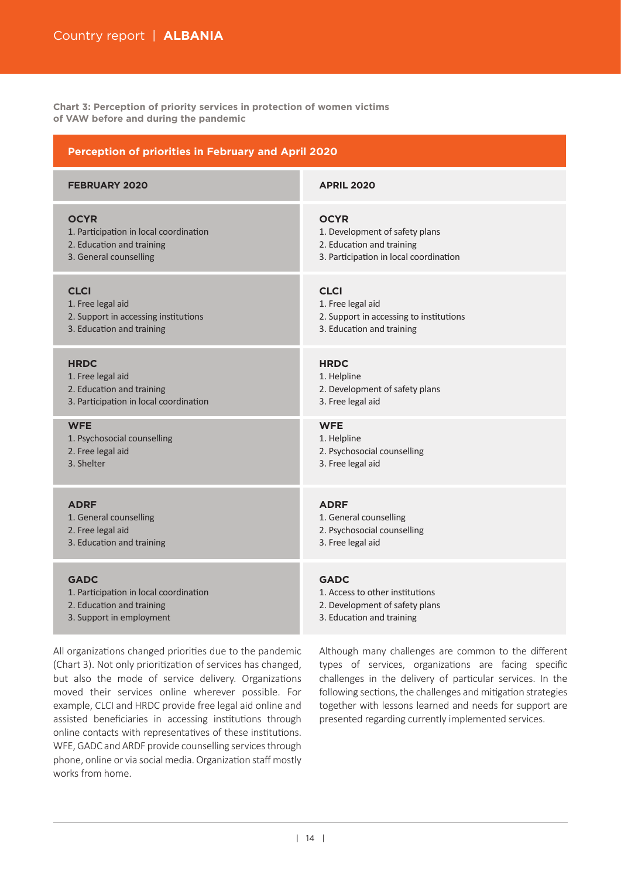**Chart 3: Perception of priority services in protection of women victims of VAW before and during the pandemic**

| Perception of priorities in February and April 2020 | |
|---|---|
| **FEBRUARY 2020** | **APRIL 2020** |
| **OCYR**<br>1. Participation in local coordination<br>2. Education and training<br>3. General counselling | **OCYR**<br>1. Development of safety plans<br>2. Education and training<br>3. Participation in local coordination |
| **CLCI**<br>1. Free legal aid<br>2. Support in accessing institutions<br>3. Education and training | **CLCI**<br>1. Free legal aid<br>2. Support in accessing to institutions<br>3. Education and training |
| **HRDC**<br>1. Free legal aid<br>2. Education and training<br>3. Participation in local coordination | **HRDC**<br>1. Helpline<br>2. Development of safety plans<br>3. Free legal aid |
| **WFE**<br>1. Psychosocial counselling<br>2. Free legal aid<br>3. Shelter | **WFE**<br>1. Helpline<br>2. Psychosocial counselling<br>3. Free legal aid |
| **ADRF**<br>1. General counselling<br>2. Free legal aid<br>3. Education and training | **ADRF**<br>1. General counselling<br>2. Psychosocial counselling<br>3. Free legal aid |
| **GADC**<br>1. Participation in local coordination<br>2. Education and training<br>3. Support in employment | **GADC**<br>1. Access to other institutions<br>2. Development of safety plans<br>3. Education and training |

All organizations changed priorities due to the pandemic (Chart 3). Not only prioritization of services has changed, but also the mode of service delivery. Organizations moved their services online wherever possible. For example, CLCI and HRDC provide free legal aid online and assisted beneficiaries in accessing institutions through online contacts with representatives of these institutions. WFE, GADC and ARDF provide counselling services through phone, online or via social media. Organization staff mostly works from home.

Although many challenges are common to the different types of services, organizations are facing specific challenges in the delivery of particular services. In the following sections, the challenges and mitigation strategies together with lessons learned and needs for support are presented regarding currently implemented services.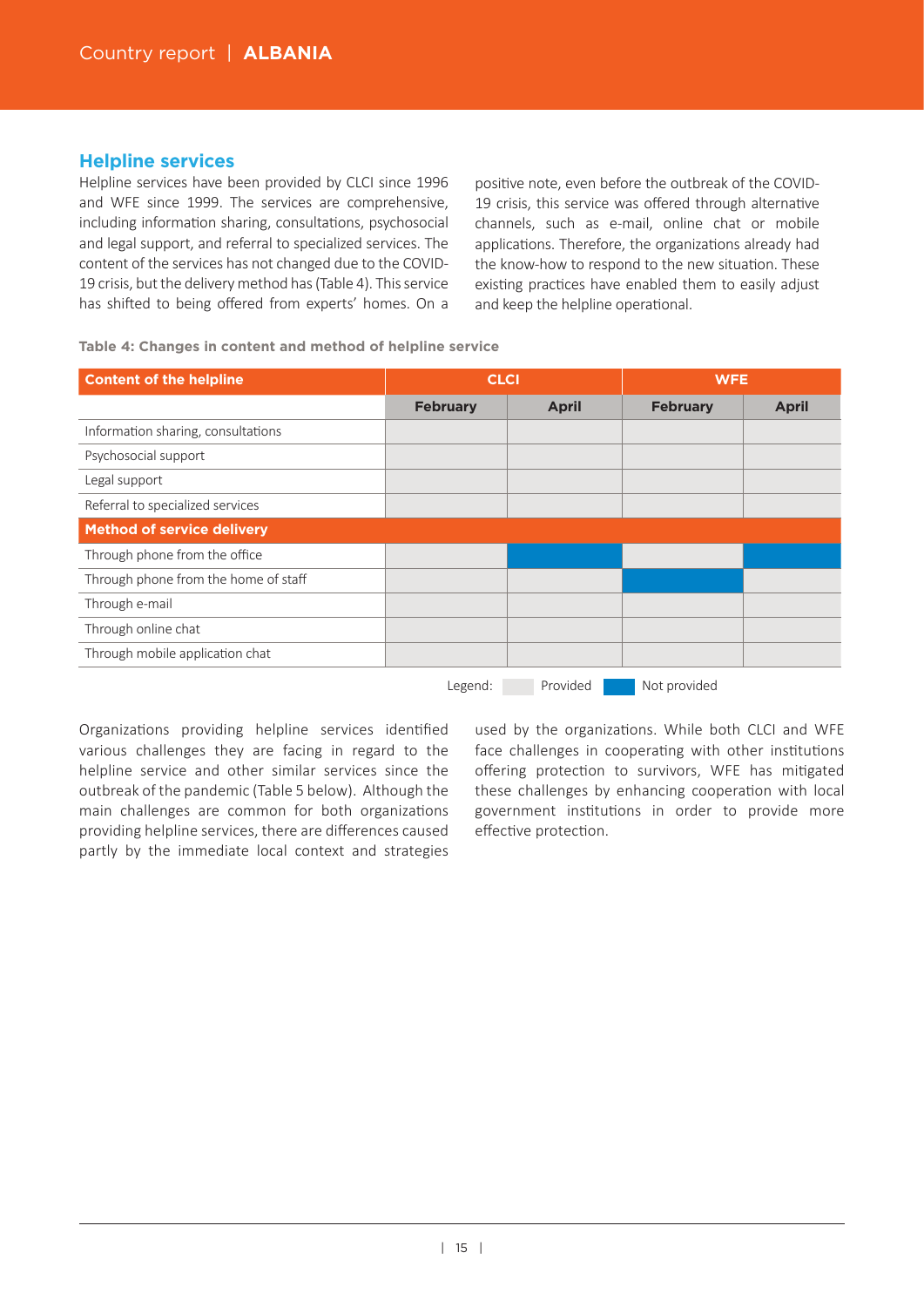## Helpline services

Helpline services have been provided by CLCI since 1996 and WFE since 1999. The services are comprehensive, including information sharing, consultations, psychosocial and legal support, and referral to specialized services. The content of the services has not changed due to the COVID-19 crisis, but the delivery method has (Table 4). This service has shifted to being offered from experts' homes. On a positive note, even before the outbreak of the COVID-19 crisis, this service was offered through alternative channels, such as e-mail, online chat or mobile applications. Therefore, the organizations already had the know-how to respond to the new situation. These existing practices have enabled them to easily adjust and keep the helpline operational.

**Table 4: Changes in content and method of helpline service**

| Content of the helpline | CLCI | | WFE | |
|---|---|---|---|---|
| | February | April | February | April |
| Information sharing, consultations | Provided | Provided | Provided | Provided |
| Psychosocial support | Provided | Provided | Provided | Provided |
| Legal support | Provided | Provided | Provided | Provided |
| Referral to specialized services | Provided | Provided | Provided | Provided |
| **Method of service delivery** | | | | |
| Through phone from the office | Provided | Not provided | Provided | Not provided |
| Through phone from the home of staff | Provided | Provided | Not provided | Provided |
| Through e-mail | Provided | Provided | Provided | Provided |
| Through online chat | Provided | Provided | Provided | Provided |
| Through mobile application chat | Provided | Provided | Provided | Provided |

Legend: Provided / Not provided

Organizations providing helpline services identified various challenges they are facing in regard to the helpline service and other similar services since the outbreak of the pandemic (Table 5 below). Although the main challenges are common for both organizations providing helpline services, there are differences caused partly by the immediate local context and strategies used by the organizations. While both CLCI and WFE face challenges in cooperating with other institutions offering protection to survivors, WFE has mitigated these challenges by enhancing cooperation with local government institutions in order to provide more effective protection.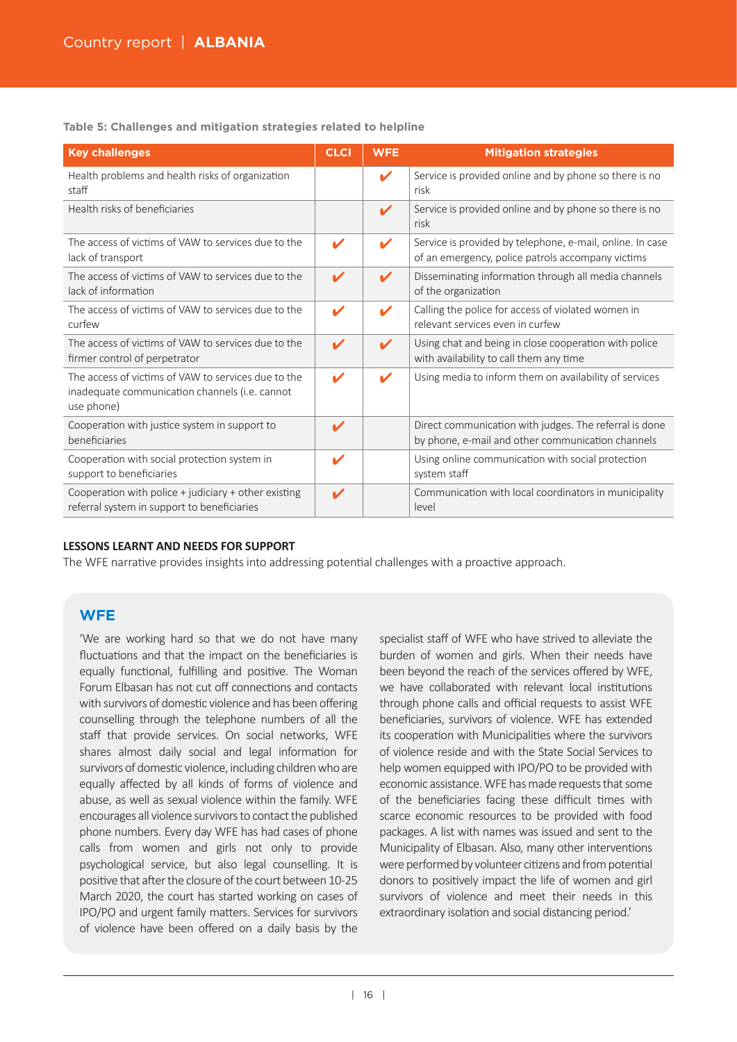**Table 5: Challenges and mitigation strategies related to helpline**

| Key challenges | CLCI | WFE | Mitigation strategies |
|---|---|---|---|
| Health problems and health risks of organization staff | | ✔ | Service is provided online and by phone so there is no risk |
| Health risks of beneficiaries | | ✔ | Service is provided online and by phone so there is no risk |
| The access of victims of VAW to services due to the lack of transport | ✔ | ✔ | Service is provided by telephone, e-mail, online. In case of an emergency, police patrols accompany victims |
| The access of victims of VAW to services due to the lack of information | ✔ | ✔ | Disseminating information through all media channels of the organization |
| The access of victims of VAW to services due to the curfew | ✔ | ✔ | Calling the police for access of violated women in relevant services even in curfew |
| The access of victims of VAW to services due to the firmer control of perpetrator | ✔ | ✔ | Using chat and being in close cooperation with police with availability to call them any time |
| The access of victims of VAW to services due to the inadequate communication channels (i.e. cannot use phone) | ✔ | ✔ | Using media to inform them on availability of services |
| Cooperation with justice system in support to beneficiaries | ✔ | | Direct communication with judges. The referral is done by phone, e-mail and other communication channels |
| Cooperation with social protection system in support to beneficiaries | ✔ | | Using online communication with social protection system staff |
| Cooperation with police + judiciary + other existing referral system in support to beneficiaries | ✔ | | Communication with local coordinators in municipality level |

## LESSONS LEARNT AND NEEDS FOR SUPPORT

The WFE narrative provides insights into addressing potential challenges with a proactive approach.

### WFE

'We are working hard so that we do not have many fluctuations and that the impact on the beneficiaries is equally functional, fulfilling and positive. The Woman Forum Elbasan has not cut off connections and contacts with survivors of domestic violence and has been offering counselling through the telephone numbers of all the staff that provide services. On social networks, WFE shares almost daily social and legal information for survivors of domestic violence, including children who are equally affected by all kinds of forms of violence and abuse, as well as sexual violence within the family. WFE encourages all violence survivors to contact the published phone numbers. Every day WFE has had cases of phone calls from women and girls not only to provide psychological service, but also legal counselling. It is positive that after the closure of the court between 10-25 March 2020, the court has started working on cases of IPO/PO and urgent family matters. Services for survivors of violence have been offered on a daily basis by the specialist staff of WFE who have strived to alleviate the burden of women and girls. When their needs have been beyond the reach of the services offered by WFE, we have collaborated with relevant local institutions through phone calls and official requests to assist WFE beneficiaries, survivors of violence. WFE has extended its cooperation with Municipalities where the survivors of violence reside and with the State Social Services to help women equipped with IPO/PO to be provided with economic assistance. WFE has made requests that some of the beneficiaries facing these difficult times with scarce economic resources to be provided with food packages. A list with names was issued and sent to the Municipality of Elbasan. Also, many other interventions were performed by volunteer citizens and from potential donors to positively impact the life of women and girl survivors of violence and meet their needs in this extraordinary isolation and social distancing period.'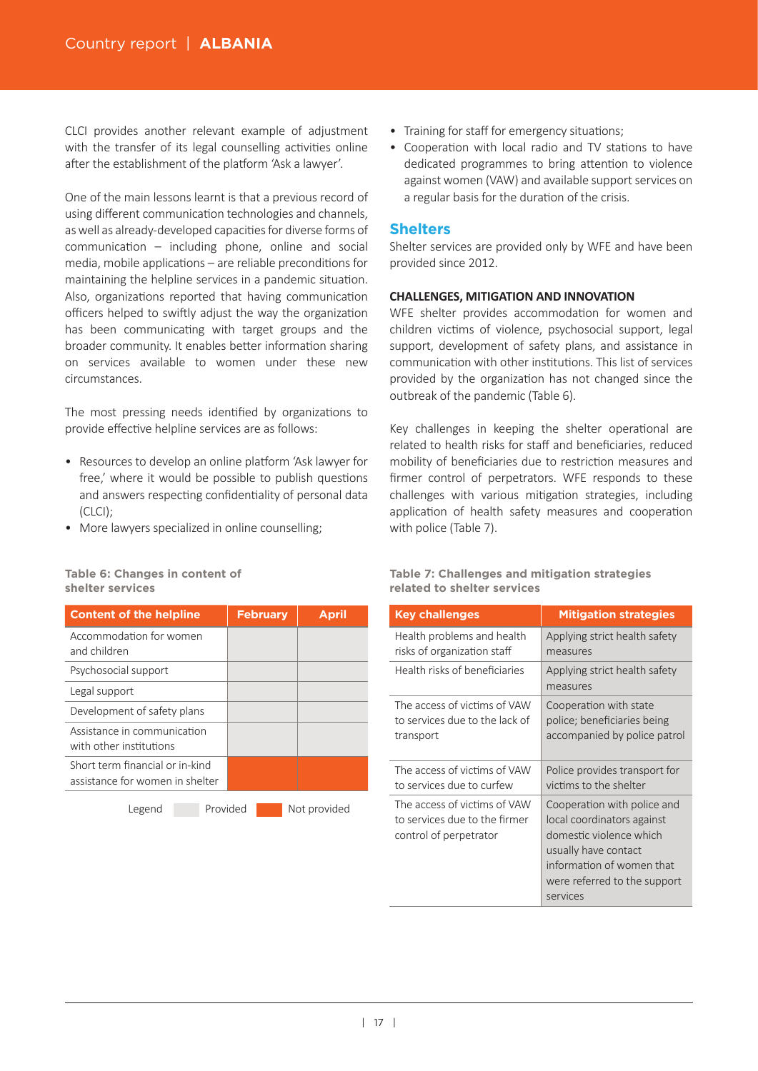CLCI provides another relevant example of adjustment with the transfer of its legal counselling activities online after the establishment of the platform 'Ask a lawyer'.

One of the main lessons learnt is that a previous record of using different communication technologies and channels, as well as already-developed capacities for diverse forms of communication – including phone, online and social media, mobile applications – are reliable preconditions for maintaining the helpline services in a pandemic situation. Also, organizations reported that having communication officers helped to swiftly adjust the way the organization has been communicating with target groups and the broader community. It enables better information sharing on services available to women under these new circumstances.

The most pressing needs identified by organizations to provide effective helpline services are as follows:

- Resources to develop an online platform 'Ask lawyer for free,' where it would be possible to publish questions and answers respecting confidentiality of personal data (CLCI);
- More lawyers specialized in online counselling;
- Training for staff for emergency situations;
- Cooperation with local radio and TV stations to have dedicated programmes to bring attention to violence against women (VAW) and available support services on a regular basis for the duration of the crisis.

## Shelters

Shelter services are provided only by WFE and have been provided since 2012.

### CHALLENGES, MITIGATION AND INNOVATION

WFE shelter provides accommodation for women and children victims of violence, psychosocial support, legal support, development of safety plans, and assistance in communication with other institutions. This list of services provided by the organization has not changed since the outbreak of the pandemic (Table 6).

Key challenges in keeping the shelter operational are related to health risks for staff and beneficiaries, reduced mobility of beneficiaries due to restriction measures and firmer control of perpetrators. WFE responds to these challenges with various mitigation strategies, including application of health safety measures and cooperation with police (Table 7).

**Table 6: Changes in content of shelter services**

| Content of the helpline | February | April |
|---|---|---|
| Accommodation for women and children | Provided | Provided |
| Psychosocial support | Provided | Provided |
| Legal support | Provided | Provided |
| Development of safety plans | Provided | Provided |
| Assistance in communication with other institutions | Provided | Provided |
| Short term financial or in-kind assistance for women in shelter | Not provided | Not provided |

Legend: Provided / Not provided

**Table 7: Challenges and mitigation strategies related to shelter services**

| Key challenges | Mitigation strategies |
|---|---|
| Health problems and health risks of organization staff | Applying strict health safety measures |
| Health risks of beneficiaries | Applying strict health safety measures |
| The access of victims of VAW to services due to the lack of transport | Cooperation with state police; beneficiaries being accompanied by police patrol |
| The access of victims of VAW to services due to curfew | Police provides transport for victims to the shelter |
| The access of victims of VAW to services due to the firmer control of perpetrator | Cooperation with police and local coordinators against domestic violence which usually have contact information of women that were referred to the support services |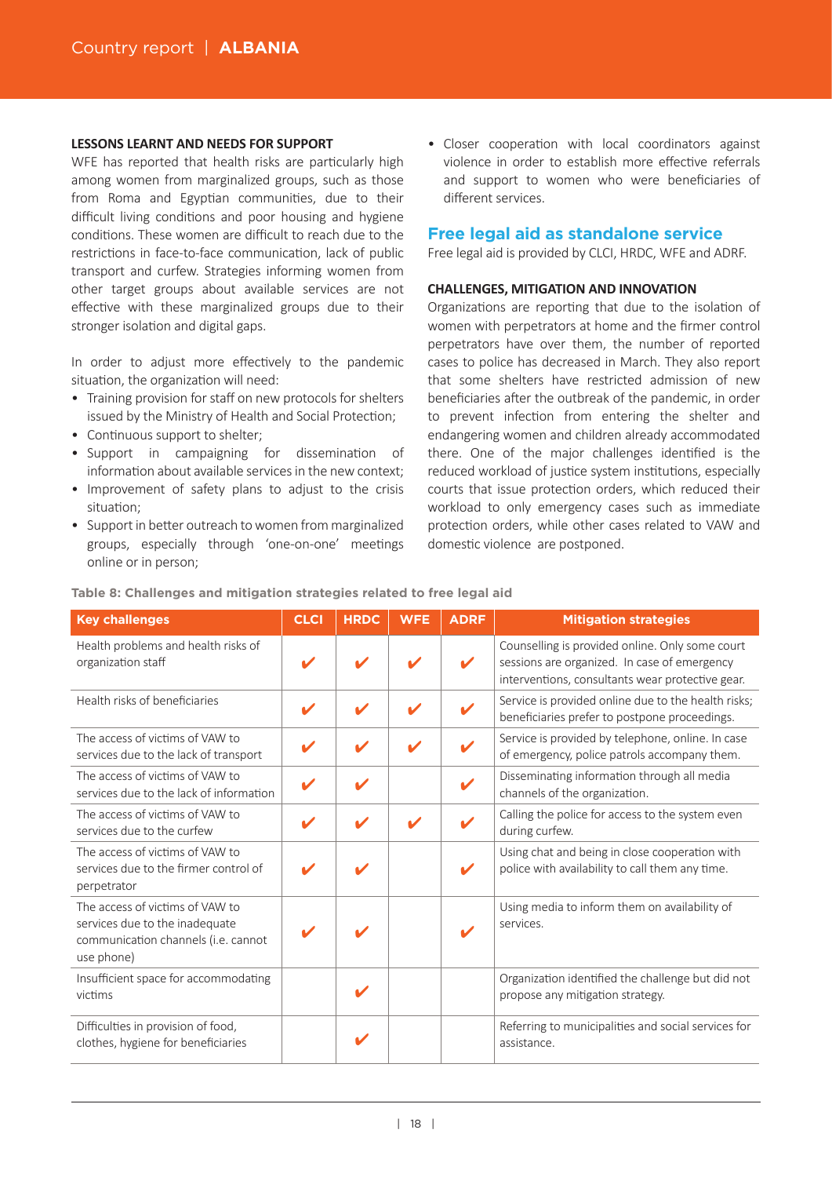**LESSONS LEARNT AND NEEDS FOR SUPPORT**

WFE has reported that health risks are particularly high among women from marginalized groups, such as those from Roma and Egyptian communities, due to their difficult living conditions and poor housing and hygiene conditions. These women are difficult to reach due to the restrictions in face-to-face communication, lack of public transport and curfew. Strategies informing women from other target groups about available services are not effective with these marginalized groups due to their stronger isolation and digital gaps.

In order to adjust more effectively to the pandemic situation, the organization will need:

- Training provision for staff on new protocols for shelters issued by the Ministry of Health and Social Protection;
- Continuous support to shelter;
- Support in campaigning for dissemination of information about available services in the new context;
- Improvement of safety plans to adjust to the crisis situation;
- Support in better outreach to women from marginalized groups, especially through 'one-on-one' meetings online or in person;
- Closer cooperation with local coordinators against violence in order to establish more effective referrals and support to women who were beneficiaries of different services.

## Free legal aid as standalone service

Free legal aid is provided by CLCI, HRDC, WFE and ADRF.

**CHALLENGES, MITIGATION AND INNOVATION**

Organizations are reporting that due to the isolation of women with perpetrators at home and the firmer control perpetrators have over them, the number of reported cases to police has decreased in March. They also report that some shelters have restricted admission of new beneficiaries after the outbreak of the pandemic, in order to prevent infection from entering the shelter and endangering women and children already accommodated there. One of the major challenges identified is the reduced workload of justice system institutions, especially courts that issue protection orders, which reduced their workload to only emergency cases such as immediate protection orders, while other cases related to VAW and domestic violence are postponed.

**Table 8: Challenges and mitigation strategies related to free legal aid**

| Key challenges | CLCI | HRDC | WFE | ADRF | Mitigation strategies |
|---|---|---|---|---|---|
| Health problems and health risks of organization staff | ✔ | ✔ | ✔ | ✔ | Counselling is provided online. Only some court sessions are organized. In case of emergency interventions, consultants wear protective gear. |
| Health risks of beneficiaries | ✔ | ✔ | ✔ | ✔ | Service is provided online due to the health risks; beneficiaries prefer to postpone proceedings. |
| The access of victims of VAW to services due to the lack of transport | ✔ | ✔ | ✔ | ✔ | Service is provided by telephone, online. In case of emergency, police patrols accompany them. |
| The access of victims of VAW to services due to the lack of information | ✔ | ✔ | | ✔ | Disseminating information through all media channels of the organization. |
| The access of victims of VAW to services due to the curfew | ✔ | ✔ | ✔ | ✔ | Calling the police for access to the system even during curfew. |
| The access of victims of VAW to services due to the firmer control of perpetrator | ✔ | ✔ | | ✔ | Using chat and being in close cooperation with police with availability to call them any time. |
| The access of victims of VAW to services due to the inadequate communication channels (i.e. cannot use phone) | ✔ | ✔ | | ✔ | Using media to inform them on availability of services. |
| Insufficient space for accommodating victims | | ✔ | | | Organization identified the challenge but did not propose any mitigation strategy. |
| Difficulties in provision of food, clothes, hygiene for beneficiaries | | ✔ | | | Referring to municipalities and social services for assistance. |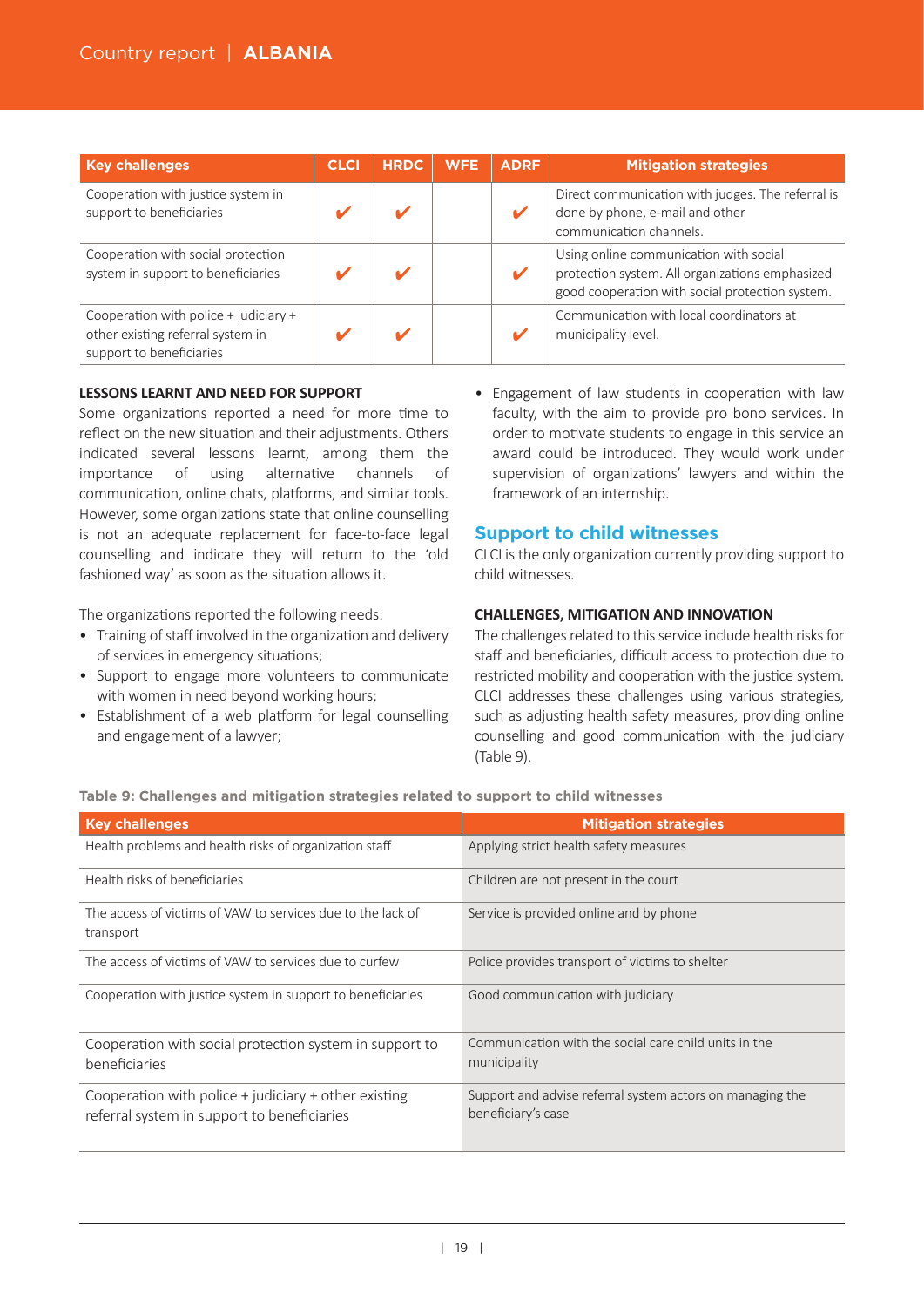| Key challenges | CLCI | HRDC | WFE | ADRF | Mitigation strategies |
|---|---|---|---|---|---|
| Cooperation with justice system in support to beneficiaries | ✔ | ✔ | | ✔ | Direct communication with judges. The referral is done by phone, e-mail and other communication channels. |
| Cooperation with social protection system in support to beneficiaries | ✔ | ✔ | | ✔ | Using online communication with social protection system. All organizations emphasized good cooperation with social protection system. |
| Cooperation with police + judiciary + other existing referral system in support to beneficiaries | ✔ | ✔ | | ✔ | Communication with local coordinators at municipality level. |

### LESSONS LEARNT AND NEED FOR SUPPORT

Some organizations reported a need for more time to reflect on the new situation and their adjustments. Others indicated several lessons learnt, among them the importance of using alternative channels of communication, online chats, platforms, and similar tools. However, some organizations state that online counselling is not an adequate replacement for face-to-face legal counselling and indicate they will return to the 'old fashioned way' as soon as the situation allows it.

The organizations reported the following needs:

- Training of staff involved in the organization and delivery of services in emergency situations;
- Support to engage more volunteers to communicate with women in need beyond working hours;
- Establishment of a web platform for legal counselling and engagement of a lawyer;
- Engagement of law students in cooperation with law faculty, with the aim to provide pro bono services. In order to motivate students to engage in this service an award could be introduced. They would work under supervision of organizations' lawyers and within the framework of an internship.

## Support to child witnesses

CLCI is the only organization currently providing support to child witnesses.

### CHALLENGES, MITIGATION AND INNOVATION

The challenges related to this service include health risks for staff and beneficiaries, difficult access to protection due to restricted mobility and cooperation with the justice system. CLCI addresses these challenges using various strategies, such as adjusting health safety measures, providing online counselling and good communication with the judiciary (Table 9).

**Table 9: Challenges and mitigation strategies related to support to child witnesses**

| Key challenges | Mitigation strategies |
|---|---|
| Health problems and health risks of organization staff | Applying strict health safety measures |
| Health risks of beneficiaries | Children are not present in the court |
| The access of victims of VAW to services due to the lack of transport | Service is provided online and by phone |
| The access of victims of VAW to services due to curfew | Police provides transport of victims to shelter |
| Cooperation with justice system in support to beneficiaries | Good communication with judiciary |
| Cooperation with social protection system in support to beneficiaries | Communication with the social care child units in the municipality |
| Cooperation with police + judiciary + other existing referral system in support to beneficiaries | Support and advise referral system actors on managing the beneficiary's case |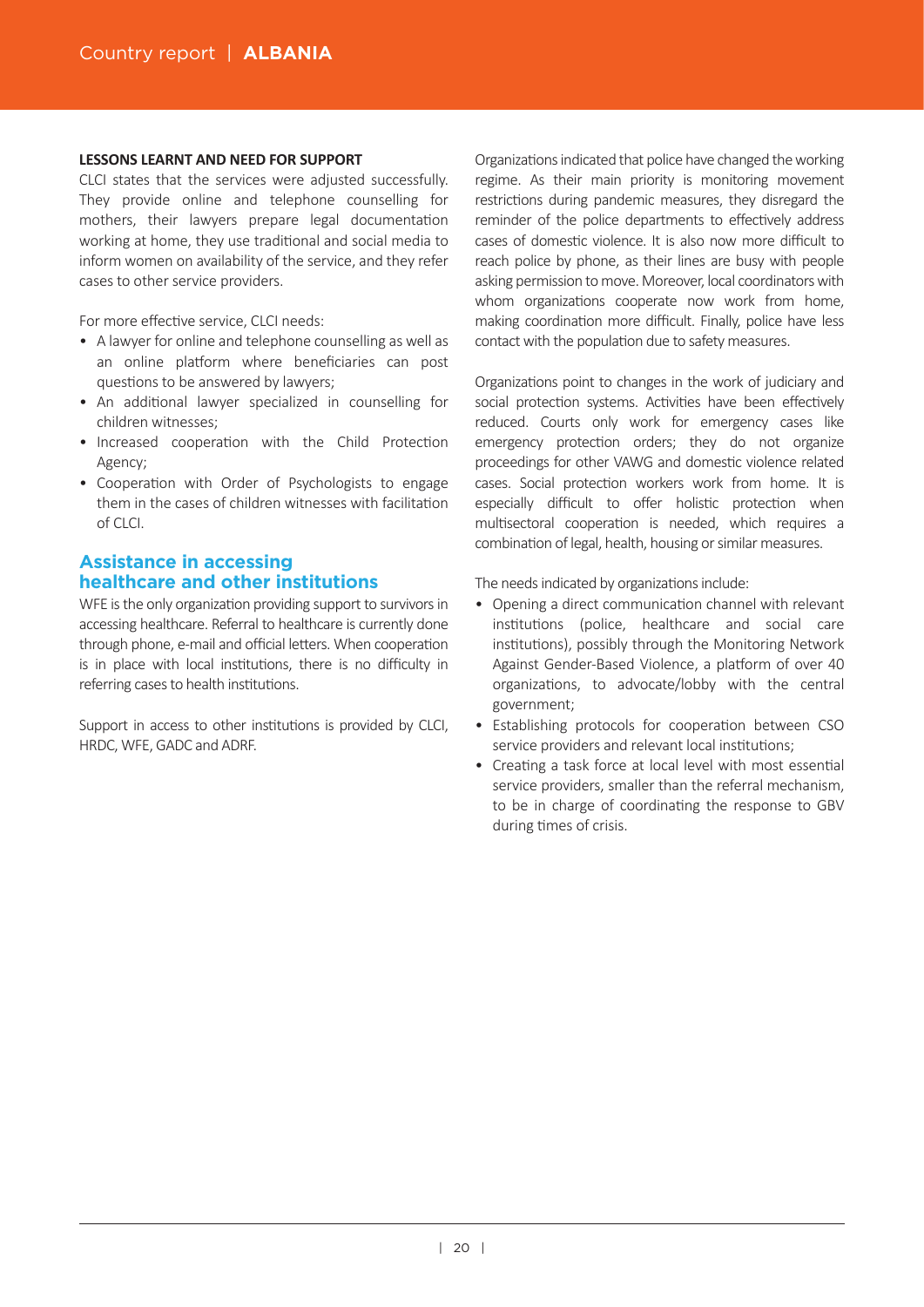**LESSONS LEARNT AND NEED FOR SUPPORT**

CLCI states that the services were adjusted successfully. They provide online and telephone counselling for mothers, their lawyers prepare legal documentation working at home, they use traditional and social media to inform women on availability of the service, and they refer cases to other service providers.

For more effective service, CLCI needs:

- A lawyer for online and telephone counselling as well as an online platform where beneficiaries can post questions to be answered by lawyers;
- An additional lawyer specialized in counselling for children witnesses;
- Increased cooperation with the Child Protection Agency;
- Cooperation with Order of Psychologists to engage them in the cases of children witnesses with facilitation of CLCI.

## Assistance in accessing healthcare and other institutions

WFE is the only organization providing support to survivors in accessing healthcare. Referral to healthcare is currently done through phone, e-mail and official letters. When cooperation is in place with local institutions, there is no difficulty in referring cases to health institutions.

Support in access to other institutions is provided by CLCI, HRDC, WFE, GADC and ADRF.

Organizations indicated that police have changed the working regime. As their main priority is monitoring movement restrictions during pandemic measures, they disregard the reminder of the police departments to effectively address cases of domestic violence. It is also now more difficult to reach police by phone, as their lines are busy with people asking permission to move. Moreover, local coordinators with whom organizations cooperate now work from home, making coordination more difficult. Finally, police have less contact with the population due to safety measures.

Organizations point to changes in the work of judiciary and social protection systems. Activities have been effectively reduced. Courts only work for emergency cases like emergency protection orders; they do not organize proceedings for other VAWG and domestic violence related cases. Social protection workers work from home. It is especially difficult to offer holistic protection when multisectoral cooperation is needed, which requires a combination of legal, health, housing or similar measures.

The needs indicated by organizations include:

- Opening a direct communication channel with relevant institutions (police, healthcare and social care institutions), possibly through the Monitoring Network Against Gender-Based Violence, a platform of over 40 organizations, to advocate/lobby with the central government;
- Establishing protocols for cooperation between CSO service providers and relevant local institutions;
- Creating a task force at local level with most essential service providers, smaller than the referral mechanism, to be in charge of coordinating the response to GBV during times of crisis.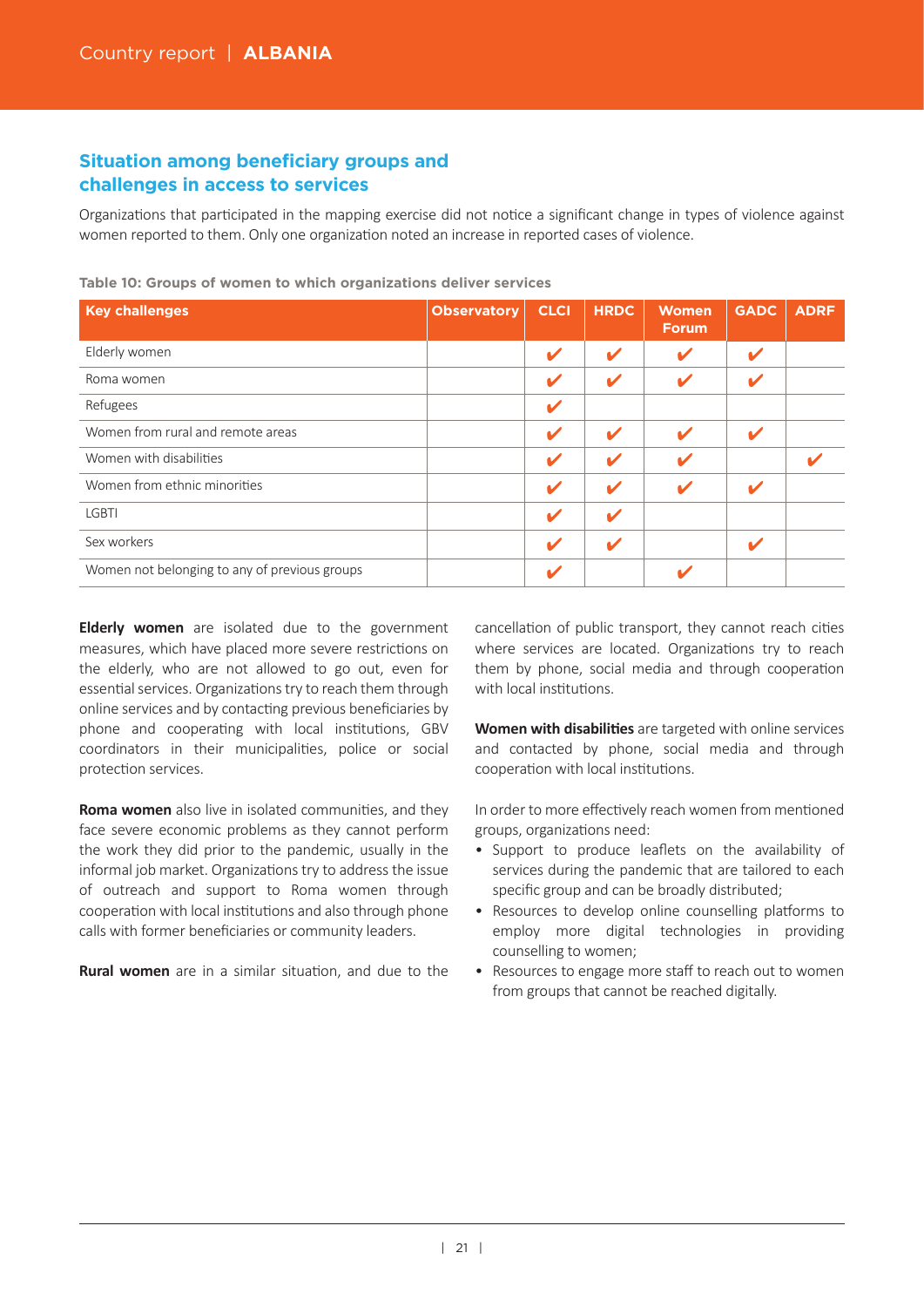## Situation among beneficiary groups and challenges in access to services

Organizations that participated in the mapping exercise did not notice a significant change in types of violence against women reported to them. Only one organization noted an increase in reported cases of violence.

**Table 10: Groups of women to which organizations deliver services**

| Key challenges | Observatory | CLCI | HRDC | Women Forum | GADC | ADRF |
|---|---|---|---|---|---|---|
| Elderly women | | ✔ | ✔ | ✔ | ✔ | |
| Roma women | | ✔ | ✔ | ✔ | ✔ | |
| Refugees | | ✔ | | | | |
| Women from rural and remote areas | | ✔ | ✔ | ✔ | ✔ | |
| Women with disabilities | | ✔ | ✔ | ✔ | | ✔ |
| Women from ethnic minorities | | ✔ | ✔ | ✔ | ✔ | |
| LGBTI | | ✔ | ✔ | | | |
| Sex workers | | ✔ | ✔ | | ✔ | |
| Women not belonging to any of previous groups | | ✔ | | ✔ | | |

**Elderly women** are isolated due to the government measures, which have placed more severe restrictions on the elderly, who are not allowed to go out, even for essential services. Organizations try to reach them through online services and by contacting previous beneficiaries by phone and cooperating with local institutions, GBV coordinators in their municipalities, police or social protection services.

**Roma women** also live in isolated communities, and they face severe economic problems as they cannot perform the work they did prior to the pandemic, usually in the informal job market. Organizations try to address the issue of outreach and support to Roma women through cooperation with local institutions and also through phone calls with former beneficiaries or community leaders.

**Rural women** are in a similar situation, and due to the cancellation of public transport, they cannot reach cities where services are located. Organizations try to reach them by phone, social media and through cooperation with local institutions.

**Women with disabilities** are targeted with online services and contacted by phone, social media and through cooperation with local institutions.

In order to more effectively reach women from mentioned groups, organizations need:

- Support to produce leaflets on the availability of services during the pandemic that are tailored to each specific group and can be broadly distributed;
- Resources to develop online counselling platforms to employ more digital technologies in providing counselling to women;
- Resources to engage more staff to reach out to women from groups that cannot be reached digitally.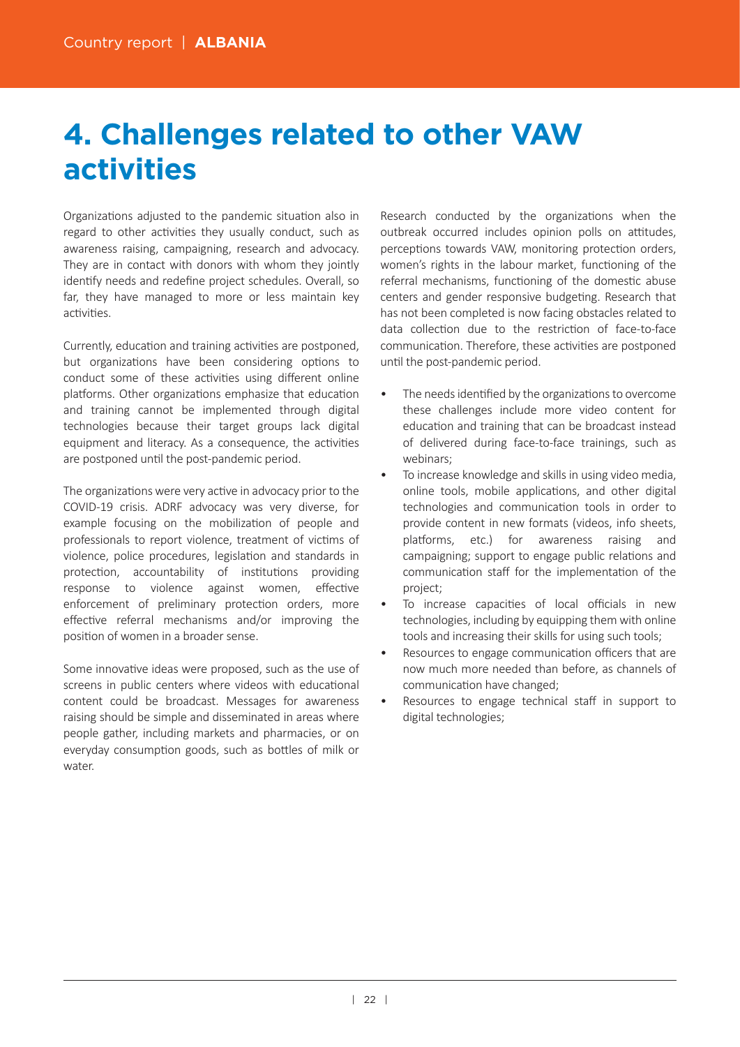# 4. Challenges related to other VAW activities

Organizations adjusted to the pandemic situation also in regard to other activities they usually conduct, such as awareness raising, campaigning, research and advocacy. They are in contact with donors with whom they jointly identify needs and redefine project schedules. Overall, so far, they have managed to more or less maintain key activities.

Currently, education and training activities are postponed, but organizations have been considering options to conduct some of these activities using different online platforms. Other organizations emphasize that education and training cannot be implemented through digital technologies because their target groups lack digital equipment and literacy. As a consequence, the activities are postponed until the post-pandemic period.

The organizations were very active in advocacy prior to the COVID-19 crisis. ADRF advocacy was very diverse, for example focusing on the mobilization of people and professionals to report violence, treatment of victims of violence, police procedures, legislation and standards in protection, accountability of institutions providing response to violence against women, effective enforcement of preliminary protection orders, more effective referral mechanisms and/or improving the position of women in a broader sense.

Some innovative ideas were proposed, such as the use of screens in public centers where videos with educational content could be broadcast. Messages for awareness raising should be simple and disseminated in areas where people gather, including markets and pharmacies, or on everyday consumption goods, such as bottles of milk or water.

Research conducted by the organizations when the outbreak occurred includes opinion polls on attitudes, perceptions towards VAW, monitoring protection orders, women's rights in the labour market, functioning of the referral mechanisms, functioning of the domestic abuse centers and gender responsive budgeting. Research that has not been completed is now facing obstacles related to data collection due to the restriction of face-to-face communication. Therefore, these activities are postponed until the post-pandemic period.

- The needs identified by the organizations to overcome these challenges include more video content for education and training that can be broadcast instead of delivered during face-to-face trainings, such as webinars;
- To increase knowledge and skills in using video media, online tools, mobile applications, and other digital technologies and communication tools in order to provide content in new formats (videos, info sheets, platforms, etc.) for awareness raising and campaigning; support to engage public relations and communication staff for the implementation of the project;
- To increase capacities of local officials in new technologies, including by equipping them with online tools and increasing their skills for using such tools;
- Resources to engage communication officers that are now much more needed than before, as channels of communication have changed;
- Resources to engage technical staff in support to digital technologies;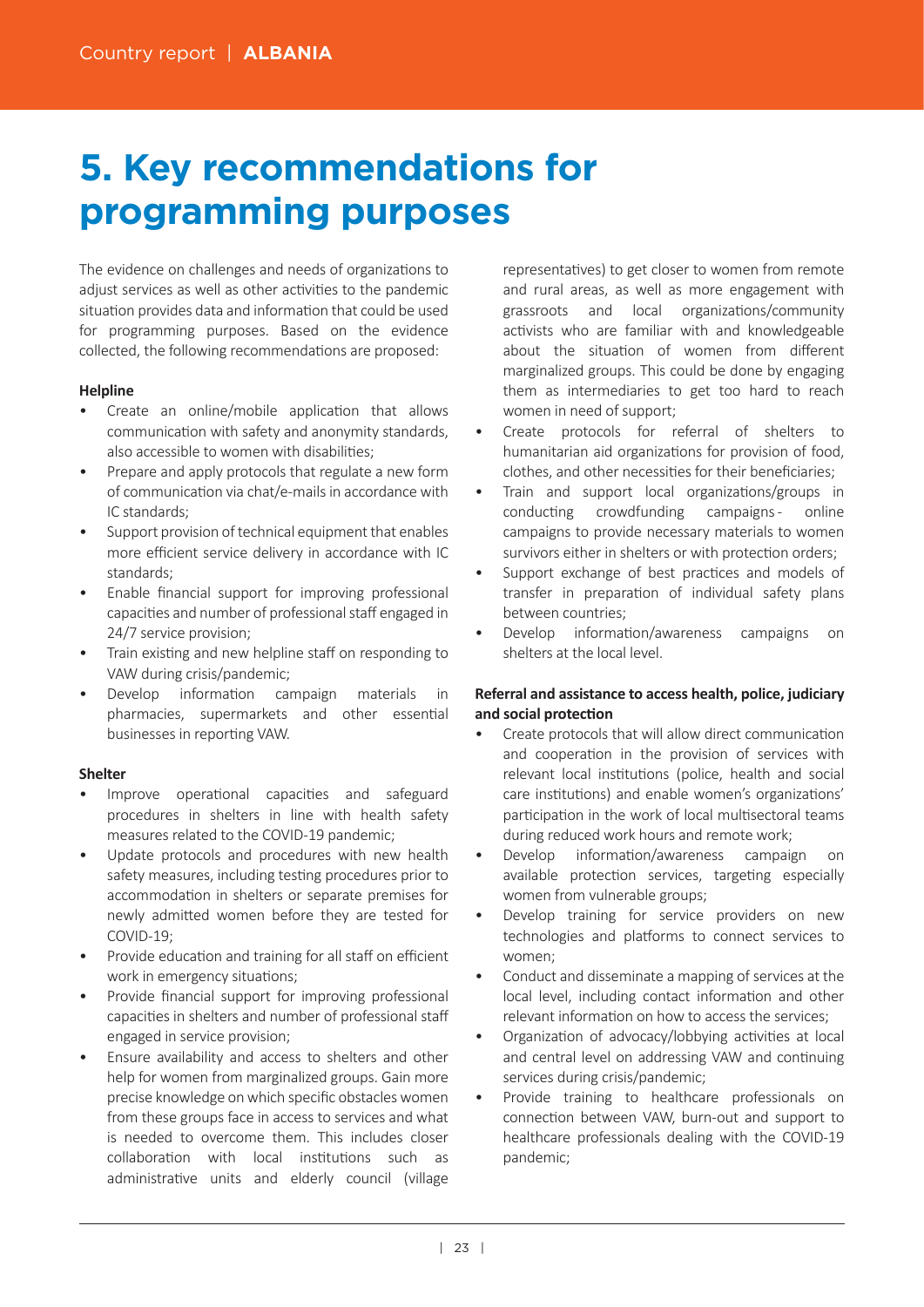# 5. Key recommendations for programming purposes

The evidence on challenges and needs of organizations to adjust services as well as other activities to the pandemic situation provides data and information that could be used for programming purposes. Based on the evidence collected, the following recommendations are proposed:

**Helpline**

- Create an online/mobile application that allows communication with safety and anonymity standards, also accessible to women with disabilities;
- Prepare and apply protocols that regulate a new form of communication via chat/e-mails in accordance with IC standards;
- Support provision of technical equipment that enables more efficient service delivery in accordance with IC standards;
- Enable financial support for improving professional capacities and number of professional staff engaged in 24/7 service provision;
- Train existing and new helpline staff on responding to VAW during crisis/pandemic;
- Develop information campaign materials in pharmacies, supermarkets and other essential businesses in reporting VAW.

**Shelter**

- Improve operational capacities and safeguard procedures in shelters in line with health safety measures related to the COVID-19 pandemic;
- Update protocols and procedures with new health safety measures, including testing procedures prior to accommodation in shelters or separate premises for newly admitted women before they are tested for COVID-19;
- Provide education and training for all staff on efficient work in emergency situations;
- Provide financial support for improving professional capacities in shelters and number of professional staff engaged in service provision;
- Ensure availability and access to shelters and other help for women from marginalized groups. Gain more precise knowledge on which specific obstacles women from these groups face in access to services and what is needed to overcome them. This includes closer collaboration with local institutions such as administrative units and elderly council (village representatives) to get closer to women from remote and rural areas, as well as more engagement with grassroots and local organizations/community activists who are familiar with and knowledgeable about the situation of women from different marginalized groups. This could be done by engaging them as intermediaries to get too hard to reach women in need of support;
- Create protocols for referral of shelters to humanitarian aid organizations for provision of food, clothes, and other necessities for their beneficiaries;
- Train and support local organizations/groups in conducting crowdfunding campaigns - online campaigns to provide necessary materials to women survivors either in shelters or with protection orders;
- Support exchange of best practices and models of transfer in preparation of individual safety plans between countries;
- Develop information/awareness campaigns on shelters at the local level.

**Referral and assistance to access health, police, judiciary and social protection**

- Create protocols that will allow direct communication and cooperation in the provision of services with relevant local institutions (police, health and social care institutions) and enable women's organizations' participation in the work of local multisectoral teams during reduced work hours and remote work;
- Develop information/awareness campaign on available protection services, targeting especially women from vulnerable groups;
- Develop training for service providers on new technologies and platforms to connect services to women;
- Conduct and disseminate a mapping of services at the local level, including contact information and other relevant information on how to access the services;
- Organization of advocacy/lobbying activities at local and central level on addressing VAW and continuing services during crisis/pandemic;
- Provide training to healthcare professionals on connection between VAW, burn-out and support to healthcare professionals dealing with the COVID-19 pandemic;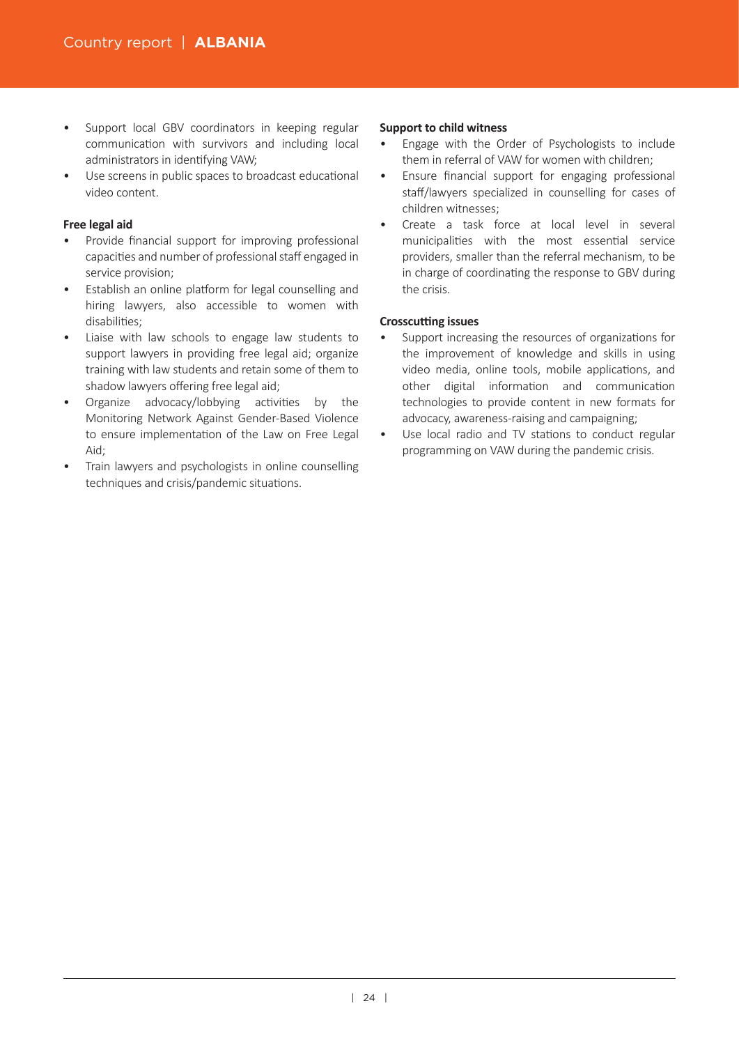- Support local GBV coordinators in keeping regular communication with survivors and including local administrators in identifying VAW;
- Use screens in public spaces to broadcast educational video content.

**Free legal aid**

- Provide financial support for improving professional capacities and number of professional staff engaged in service provision;
- Establish an online platform for legal counselling and hiring lawyers, also accessible to women with disabilities;
- Liaise with law schools to engage law students to support lawyers in providing free legal aid; organize training with law students and retain some of them to shadow lawyers offering free legal aid;
- Organize advocacy/lobbying activities by the Monitoring Network Against Gender-Based Violence to ensure implementation of the Law on Free Legal Aid;
- Train lawyers and psychologists in online counselling techniques and crisis/pandemic situations.

**Support to child witness**

- Engage with the Order of Psychologists to include them in referral of VAW for women with children;
- Ensure financial support for engaging professional staff/lawyers specialized in counselling for cases of children witnesses;
- Create a task force at local level in several municipalities with the most essential service providers, smaller than the referral mechanism, to be in charge of coordinating the response to GBV during the crisis.

**Crosscutting issues**

- Support increasing the resources of organizations for the improvement of knowledge and skills in using video media, online tools, mobile applications, and other digital information and communication technologies to provide content in new formats for advocacy, awareness-raising and campaigning;
- Use local radio and TV stations to conduct regular programming on VAW during the pandemic crisis.